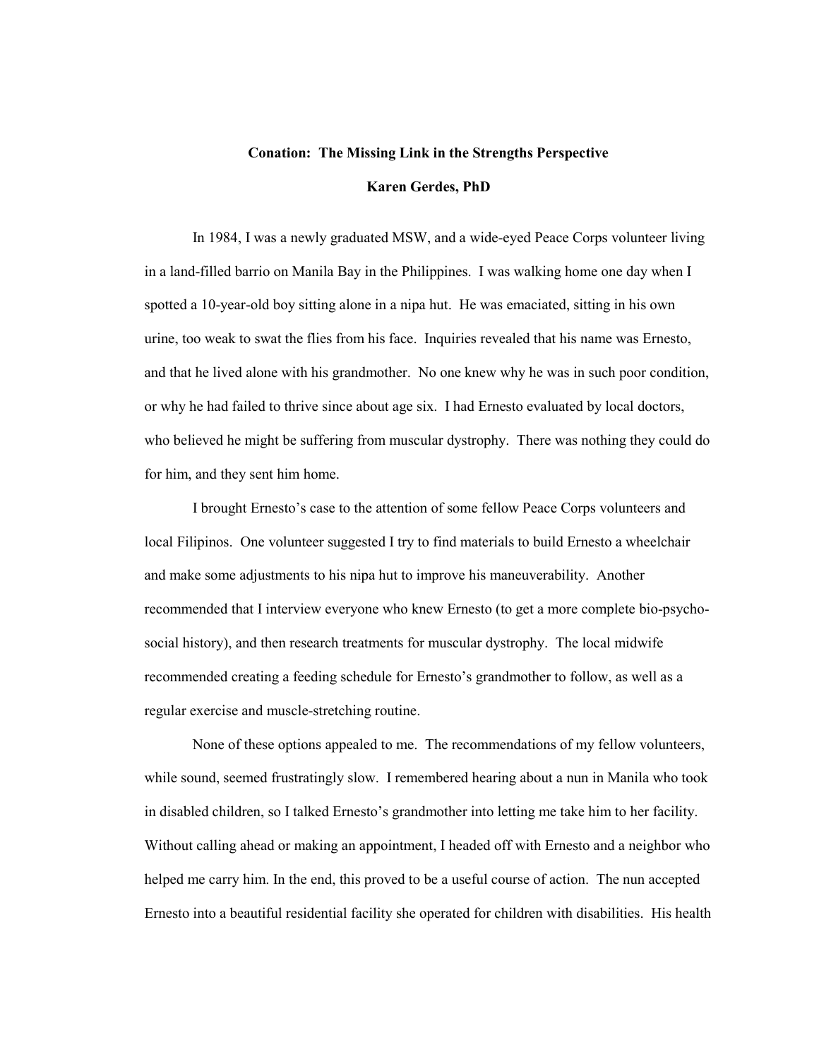# Conation: The Missing Link in the Strengths Perspective

**Karen Gerdes, PhD**

In 1984, I was a newly graduated MSW, and a wide-eyed Peace Corps volunteer living in a land-filled barrio on Manila Bay in the Philippines. I was walking home one day when I spotted a 10-year-old boy sitting alone in a nipa hut. He was emaciated, sitting in his own urine, too weak to swat the flies from his face. Inquiries revealed that his name was Ernesto, and that he lived alone with his grandmother. No one knew why he was in such poor condition, or why he had failed to thrive since about age six. I had Ernesto evaluated by local doctors, who believed he might be suffering from muscular dystrophy. There was nothing they could do for him, and they sent him home.

I brought Ernesto's case to the attention of some fellow Peace Corps volunteers and local Filipinos. One volunteer suggested I try to find materials to build Ernesto a wheelchair and make some adjustments to his nipa hut to improve his maneuverability. Another recommended that I interview everyone who knew Ernesto (to get a more complete bio-psycho-social history), and then research treatments for muscular dystrophy. The local midwife recommended creating a feeding schedule for Ernesto's grandmother to follow, as well as a regular exercise and muscle-stretching routine.

None of these options appealed to me. The recommendations of my fellow volunteers, while sound, seemed frustratingly slow. I remembered hearing about a nun in Manila who took in disabled children, so I talked Ernesto's grandmother into letting me take him to her facility. Without calling ahead or making an appointment, I headed off with Ernesto and a neighbor who helped me carry him. In the end, this proved to be a useful course of action. The nun accepted Ernesto into a beautiful residential facility she operated for children with disabilities. His health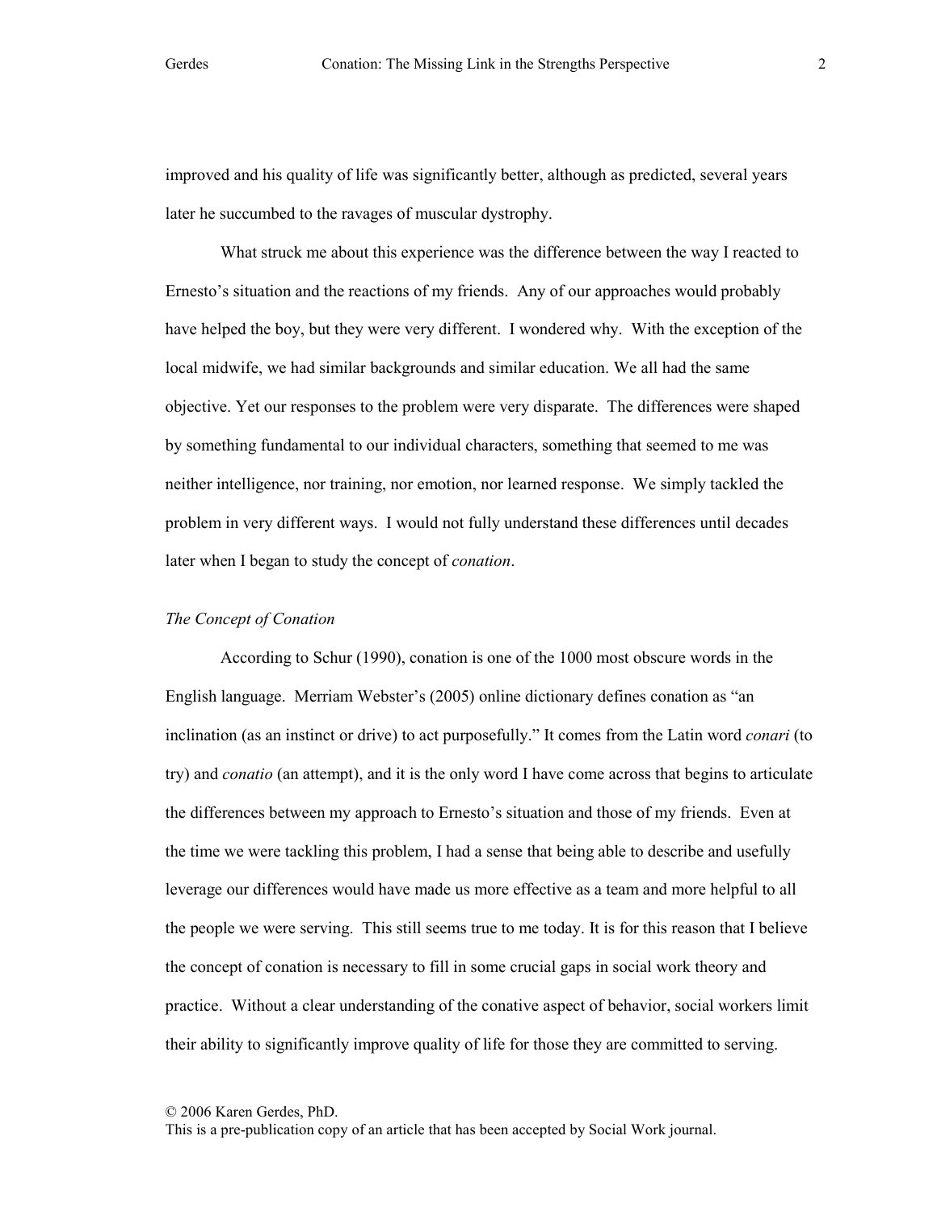improved and his quality of life was significantly better, although as predicted, several years later he succumbed to the ravages of muscular dystrophy.

What struck me about this experience was the difference between the way I reacted to Ernesto's situation and the reactions of my friends. Any of our approaches would probably have helped the boy, but they were very different. I wondered why. With the exception of the local midwife, we had similar backgrounds and similar education. We all had the same objective. Yet our responses to the problem were very disparate. The differences were shaped by something fundamental to our individual characters, something that seemed to me was neither intelligence, nor training, nor emotion, nor learned response. We simply tackled the problem in very different ways. I would not fully understand these differences until decades later when I began to study the concept of *conation*.

### *The Concept of Conation*

According to Schur (1990), conation is one of the 1000 most obscure words in the English language. Merriam Webster's (2005) online dictionary defines conation as "an inclination (as an instinct or drive) to act purposefully." It comes from the Latin word *conari* (to try) and *conatio* (an attempt), and it is the only word I have come across that begins to articulate the differences between my approach to Ernesto's situation and those of my friends. Even at the time we were tackling this problem, I had a sense that being able to describe and usefully leverage our differences would have made us more effective as a team and more helpful to all the people we were serving. This still seems true to me today. It is for this reason that I believe the concept of conation is necessary to fill in some crucial gaps in social work theory and practice. Without a clear understanding of the conative aspect of behavior, social workers limit their ability to significantly improve quality of life for those they are committed to serving.

© 2006 Karen Gerdes, PhD.
This is a pre-publication copy of an article that has been accepted by Social Work journal.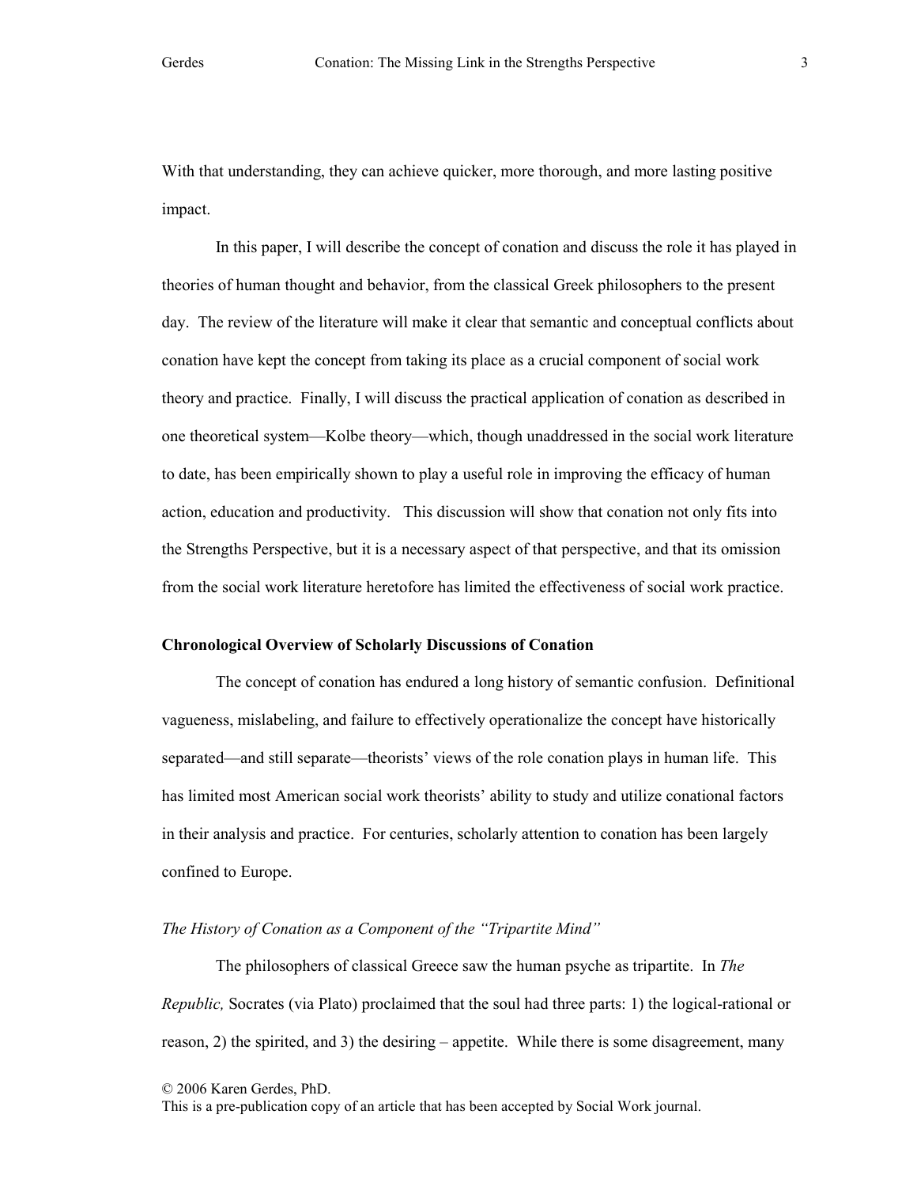With that understanding, they can achieve quicker, more thorough, and more lasting positive impact.

In this paper, I will describe the concept of conation and discuss the role it has played in theories of human thought and behavior, from the classical Greek philosophers to the present day. The review of the literature will make it clear that semantic and conceptual conflicts about conation have kept the concept from taking its place as a crucial component of social work theory and practice. Finally, I will discuss the practical application of conation as described in one theoretical system—Kolbe theory—which, though unaddressed in the social work literature to date, has been empirically shown to play a useful role in improving the efficacy of human action, education and productivity. This discussion will show that conation not only fits into the Strengths Perspective, but it is a necessary aspect of that perspective, and that its omission from the social work literature heretofore has limited the effectiveness of social work practice.

**Chronological Overview of Scholarly Discussions of Conation**

The concept of conation has endured a long history of semantic confusion. Definitional vagueness, mislabeling, and failure to effectively operationalize the concept have historically separated—and still separate—theorists' views of the role conation plays in human life. This has limited most American social work theorists' ability to study and utilize conational factors in their analysis and practice. For centuries, scholarly attention to conation has been largely confined to Europe.

*The History of Conation as a Component of the "Tripartite Mind"*

The philosophers of classical Greece saw the human psyche as tripartite. In *The Republic,* Socrates (via Plato) proclaimed that the soul had three parts: 1) the logical-rational or reason, 2) the spirited, and 3) the desiring – appetite. While there is some disagreement, many

© 2006 Karen Gerdes, PhD.
This is a pre-publication copy of an article that has been accepted by Social Work journal.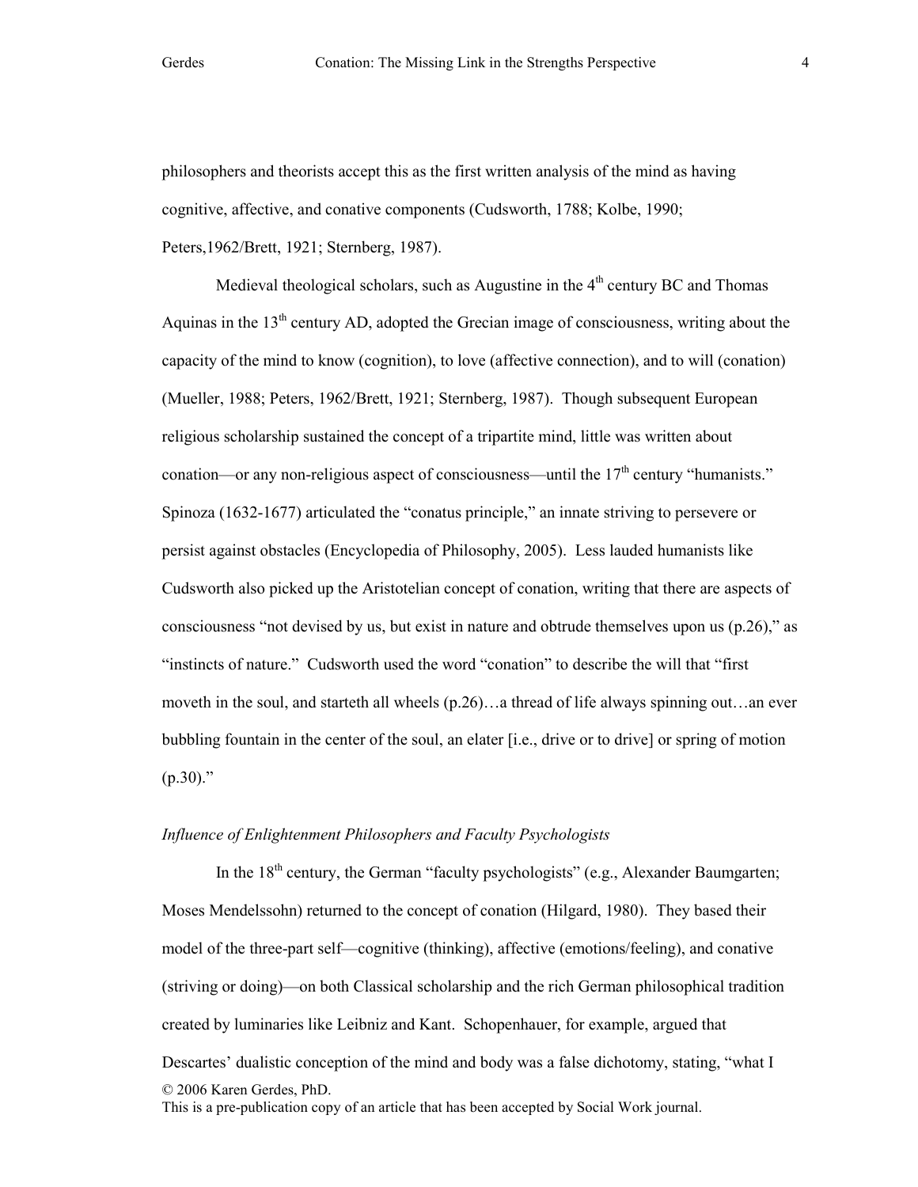philosophers and theorists accept this as the first written analysis of the mind as having cognitive, affective, and conative components (Cudsworth, 1788; Kolbe, 1990; Peters,1962/Brett, 1921; Sternberg, 1987).

Medieval theological scholars, such as Augustine in the 4th century BC and Thomas Aquinas in the 13th century AD, adopted the Grecian image of consciousness, writing about the capacity of the mind to know (cognition), to love (affective connection), and to will (conation) (Mueller, 1988; Peters, 1962/Brett, 1921; Sternberg, 1987). Though subsequent European religious scholarship sustained the concept of a tripartite mind, little was written about conation—or any non-religious aspect of consciousness—until the 17th century "humanists." Spinoza (1632-1677) articulated the "conatus principle," an innate striving to persevere or persist against obstacles (Encyclopedia of Philosophy, 2005). Less lauded humanists like Cudsworth also picked up the Aristotelian concept of conation, writing that there are aspects of consciousness "not devised by us, but exist in nature and obtrude themselves upon us (p.26)," as "instincts of nature." Cudsworth used the word "conation" to describe the will that "first moveth in the soul, and starteth all wheels (p.26)…a thread of life always spinning out…an ever bubbling fountain in the center of the soul, an elater [i.e., drive or to drive] or spring of motion (p.30)."

*Influence of Enlightenment Philosophers and Faculty Psychologists*

In the 18th century, the German "faculty psychologists" (e.g., Alexander Baumgarten; Moses Mendelssohn) returned to the concept of conation (Hilgard, 1980). They based their model of the three-part self—cognitive (thinking), affective (emotions/feeling), and conative (striving or doing)—on both Classical scholarship and the rich German philosophical tradition created by luminaries like Leibniz and Kant. Schopenhauer, for example, argued that Descartes' dualistic conception of the mind and body was a false dichotomy, stating, "what I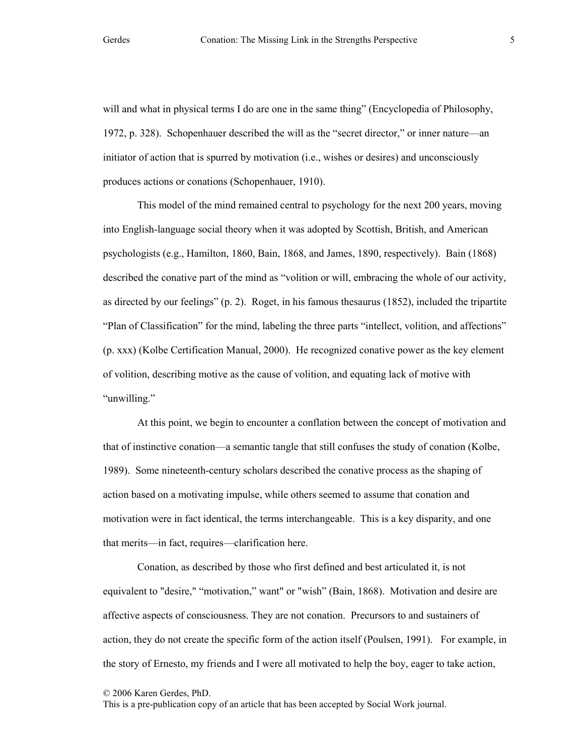will and what in physical terms I do are one in the same thing" (Encyclopedia of Philosophy, 1972, p. 328). Schopenhauer described the will as the "secret director," or inner nature—an initiator of action that is spurred by motivation (i.e., wishes or desires) and unconsciously produces actions or conations (Schopenhauer, 1910).

This model of the mind remained central to psychology for the next 200 years, moving into English-language social theory when it was adopted by Scottish, British, and American psychologists (e.g., Hamilton, 1860, Bain, 1868, and James, 1890, respectively). Bain (1868) described the conative part of the mind as "volition or will, embracing the whole of our activity, as directed by our feelings" (p. 2). Roget, in his famous thesaurus (1852), included the tripartite "Plan of Classification" for the mind, labeling the three parts "intellect, volition, and affections" (p. xxx) (Kolbe Certification Manual, 2000). He recognized conative power as the key element of volition, describing motive as the cause of volition, and equating lack of motive with "unwilling."

At this point, we begin to encounter a conflation between the concept of motivation and that of instinctive conation—a semantic tangle that still confuses the study of conation (Kolbe, 1989). Some nineteenth-century scholars described the conative process as the shaping of action based on a motivating impulse, while others seemed to assume that conation and motivation were in fact identical, the terms interchangeable. This is a key disparity, and one that merits—in fact, requires—clarification here.

Conation, as described by those who first defined and best articulated it, is not equivalent to "desire," "motivation," want" or "wish" (Bain, 1868). Motivation and desire are affective aspects of consciousness. They are not conation. Precursors to and sustainers of action, they do not create the specific form of the action itself (Poulsen, 1991). For example, in the story of Ernesto, my friends and I were all motivated to help the boy, eager to take action,

© 2006 Karen Gerdes, PhD.
This is a pre-publication copy of an article that has been accepted by Social Work journal.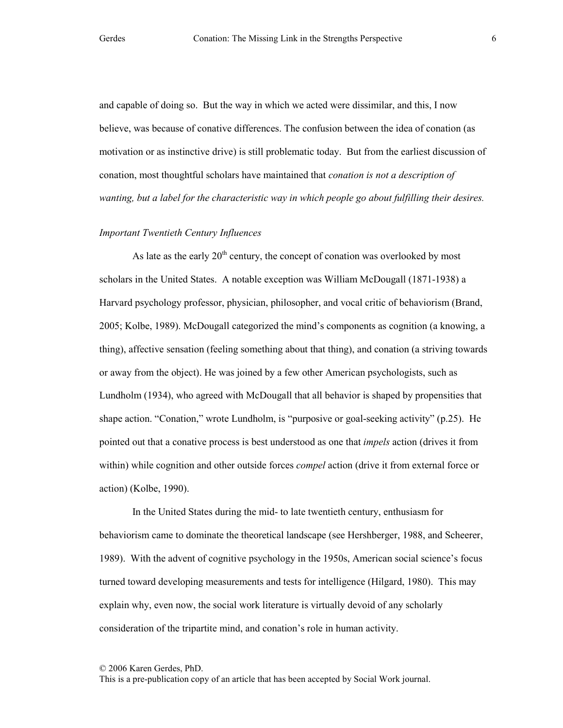and capable of doing so. But the way in which we acted were dissimilar, and this, I now believe, was because of conative differences. The confusion between the idea of conation (as motivation or as instinctive drive) is still problematic today. But from the earliest discussion of conation, most thoughtful scholars have maintained that *conation is not a description of wanting, but a label for the characteristic way in which people go about fulfilling their desires.*

*Important Twentieth Century Influences*

As late as the early 20th century, the concept of conation was overlooked by most scholars in the United States. A notable exception was William McDougall (1871-1938) a Harvard psychology professor, physician, philosopher, and vocal critic of behaviorism (Brand, 2005; Kolbe, 1989). McDougall categorized the mind's components as cognition (a knowing, a thing), affective sensation (feeling something about that thing), and conation (a striving towards or away from the object). He was joined by a few other American psychologists, such as Lundholm (1934), who agreed with McDougall that all behavior is shaped by propensities that shape action. "Conation," wrote Lundholm, is "purposive or goal-seeking activity" (p.25). He pointed out that a conative process is best understood as one that *impels* action (drives it from within) while cognition and other outside forces *compel* action (drive it from external force or action) (Kolbe, 1990).

In the United States during the mid- to late twentieth century, enthusiasm for behaviorism came to dominate the theoretical landscape (see Hershberger, 1988, and Scheerer, 1989). With the advent of cognitive psychology in the 1950s, American social science's focus turned toward developing measurements and tests for intelligence (Hilgard, 1980). This may explain why, even now, the social work literature is virtually devoid of any scholarly consideration of the tripartite mind, and conation's role in human activity.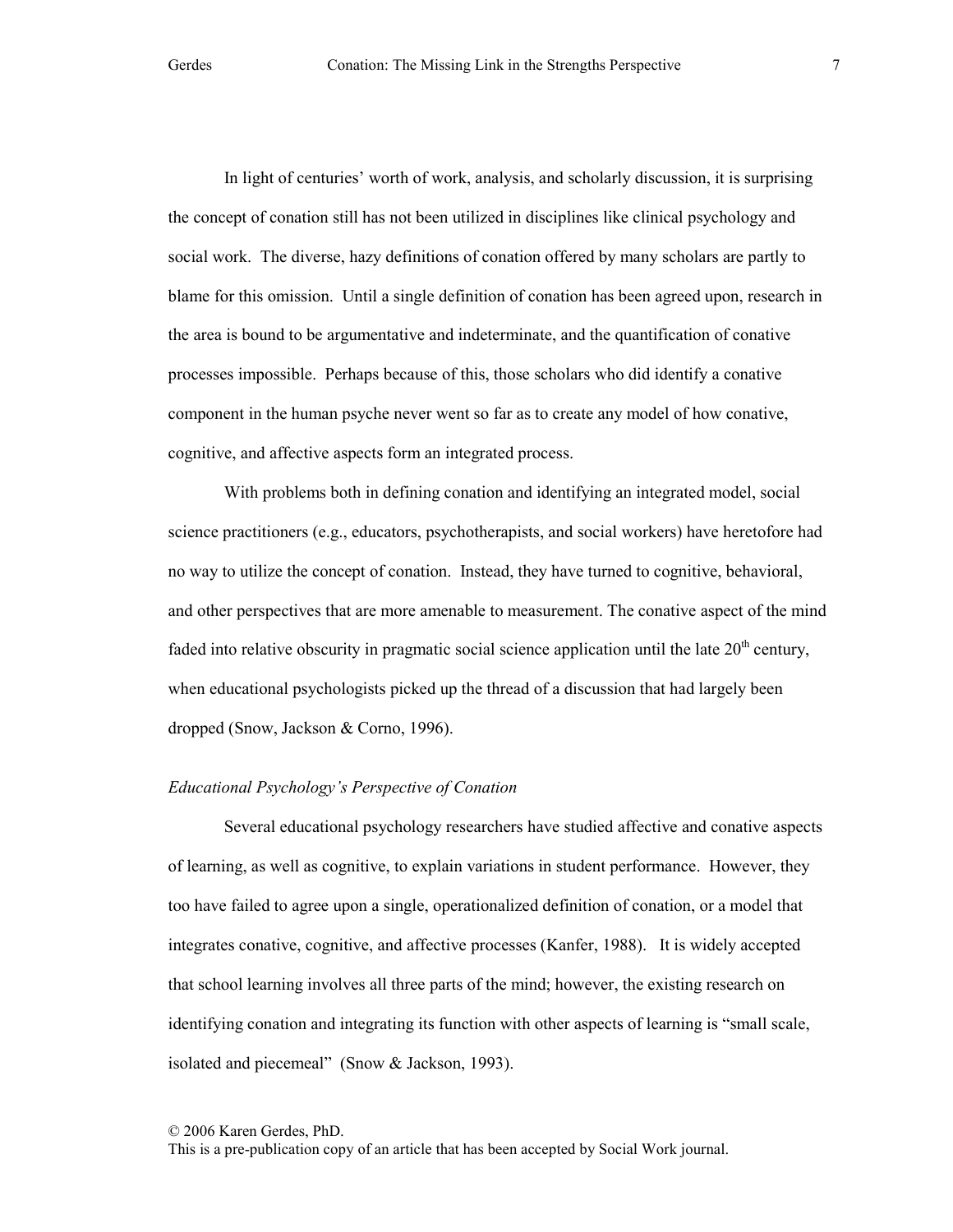In light of centuries' worth of work, analysis, and scholarly discussion, it is surprising the concept of conation still has not been utilized in disciplines like clinical psychology and social work. The diverse, hazy definitions of conation offered by many scholars are partly to blame for this omission. Until a single definition of conation has been agreed upon, research in the area is bound to be argumentative and indeterminate, and the quantification of conative processes impossible. Perhaps because of this, those scholars who did identify a conative component in the human psyche never went so far as to create any model of how conative, cognitive, and affective aspects form an integrated process.

With problems both in defining conation and identifying an integrated model, social science practitioners (e.g., educators, psychotherapists, and social workers) have heretofore had no way to utilize the concept of conation. Instead, they have turned to cognitive, behavioral, and other perspectives that are more amenable to measurement. The conative aspect of the mind faded into relative obscurity in pragmatic social science application until the late 20th century, when educational psychologists picked up the thread of a discussion that had largely been dropped (Snow, Jackson & Corno, 1996).

*Educational Psychology's Perspective of Conation*

Several educational psychology researchers have studied affective and conative aspects of learning, as well as cognitive, to explain variations in student performance. However, they too have failed to agree upon a single, operationalized definition of conation, or a model that integrates conative, cognitive, and affective processes (Kanfer, 1988). It is widely accepted that school learning involves all three parts of the mind; however, the existing research on identifying conation and integrating its function with other aspects of learning is "small scale, isolated and piecemeal" (Snow & Jackson, 1993).

© 2006 Karen Gerdes, PhD.
This is a pre-publication copy of an article that has been accepted by Social Work journal.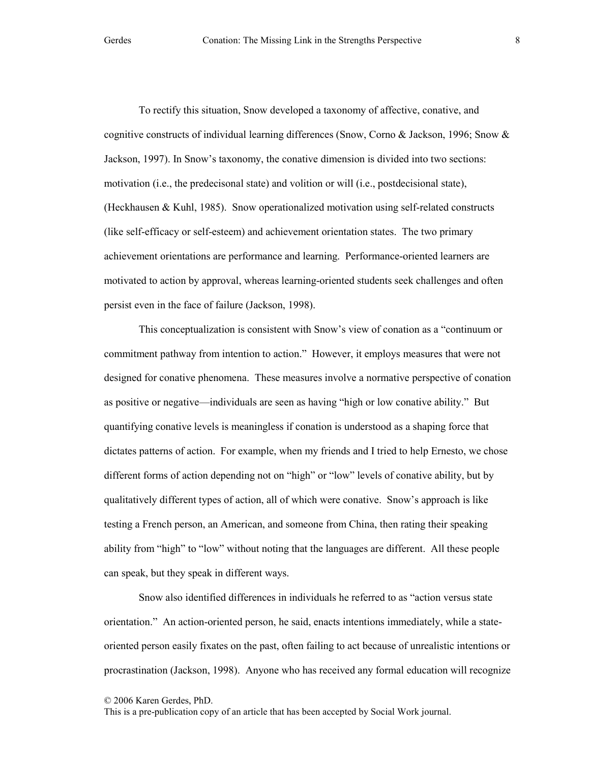To rectify this situation, Snow developed a taxonomy of affective, conative, and cognitive constructs of individual learning differences (Snow, Corno & Jackson, 1996; Snow & Jackson, 1997). In Snow's taxonomy, the conative dimension is divided into two sections: motivation (i.e., the predecisonal state) and volition or will (i.e., postdecisional state), (Heckhausen & Kuhl, 1985). Snow operationalized motivation using self-related constructs (like self-efficacy or self-esteem) and achievement orientation states. The two primary achievement orientations are performance and learning. Performance-oriented learners are motivated to action by approval, whereas learning-oriented students seek challenges and often persist even in the face of failure (Jackson, 1998).

This conceptualization is consistent with Snow's view of conation as a "continuum or commitment pathway from intention to action." However, it employs measures that were not designed for conative phenomena. These measures involve a normative perspective of conation as positive or negative—individuals are seen as having "high or low conative ability." But quantifying conative levels is meaningless if conation is understood as a shaping force that dictates patterns of action. For example, when my friends and I tried to help Ernesto, we chose different forms of action depending not on "high" or "low" levels of conative ability, but by qualitatively different types of action, all of which were conative. Snow's approach is like testing a French person, an American, and someone from China, then rating their speaking ability from "high" to "low" without noting that the languages are different. All these people can speak, but they speak in different ways.

Snow also identified differences in individuals he referred to as "action versus state orientation." An action-oriented person, he said, enacts intentions immediately, while a state-oriented person easily fixates on the past, often failing to act because of unrealistic intentions or procrastination (Jackson, 1998). Anyone who has received any formal education will recognize

© 2006 Karen Gerdes, PhD.
This is a pre-publication copy of an article that has been accepted by Social Work journal.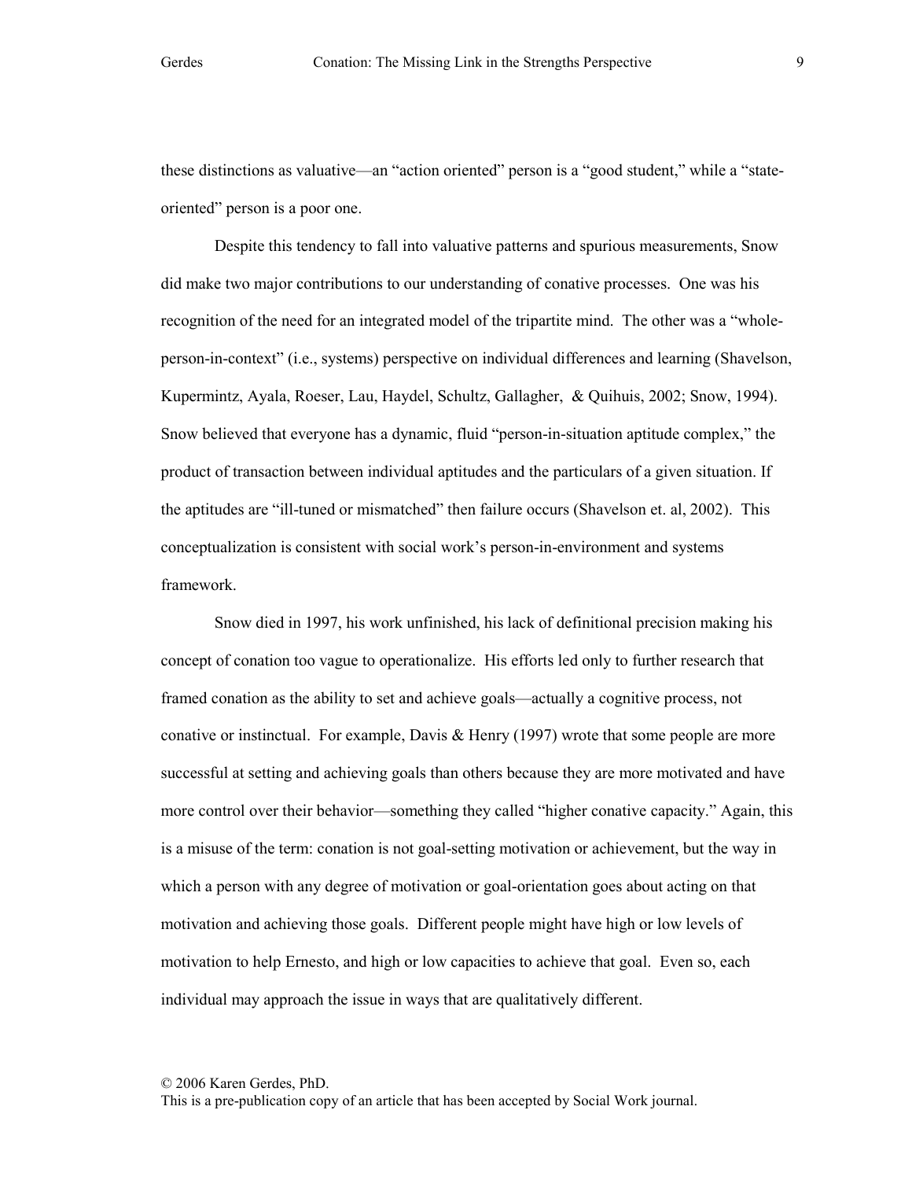these distinctions as valuative—an "action oriented" person is a "good student," while a "state-oriented" person is a poor one.

Despite this tendency to fall into valuative patterns and spurious measurements, Snow did make two major contributions to our understanding of conative processes. One was his recognition of the need for an integrated model of the tripartite mind. The other was a "whole-person-in-context" (i.e., systems) perspective on individual differences and learning (Shavelson, Kupermintz, Ayala, Roeser, Lau, Haydel, Schultz, Gallagher, & Quihuis, 2002; Snow, 1994). Snow believed that everyone has a dynamic, fluid "person-in-situation aptitude complex," the product of transaction between individual aptitudes and the particulars of a given situation. If the aptitudes are "ill-tuned or mismatched" then failure occurs (Shavelson et. al, 2002). This conceptualization is consistent with social work's person-in-environment and systems framework.

Snow died in 1997, his work unfinished, his lack of definitional precision making his concept of conation too vague to operationalize. His efforts led only to further research that framed conation as the ability to set and achieve goals—actually a cognitive process, not conative or instinctual. For example, Davis & Henry (1997) wrote that some people are more successful at setting and achieving goals than others because they are more motivated and have more control over their behavior—something they called "higher conative capacity." Again, this is a misuse of the term: conation is not goal-setting motivation or achievement, but the way in which a person with any degree of motivation or goal-orientation goes about acting on that motivation and achieving those goals. Different people might have high or low levels of motivation to help Ernesto, and high or low capacities to achieve that goal. Even so, each individual may approach the issue in ways that are qualitatively different.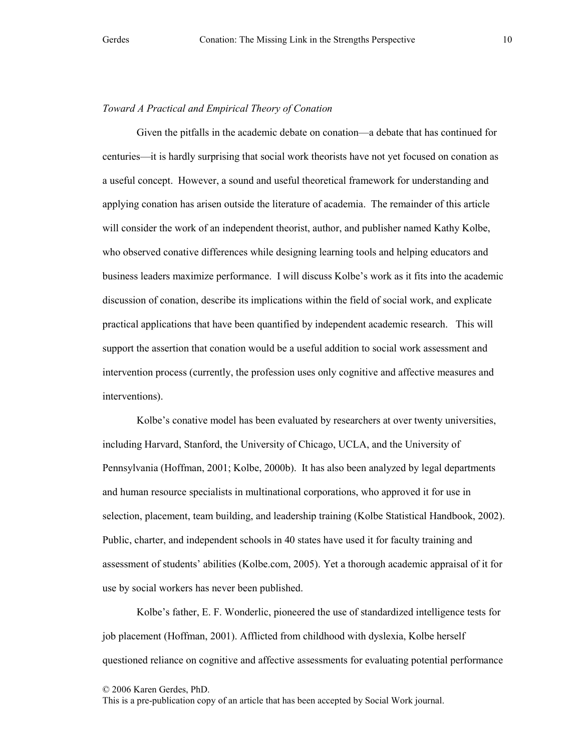*Toward A Practical and Empirical Theory of Conation*

Given the pitfalls in the academic debate on conation—a debate that has continued for centuries—it is hardly surprising that social work theorists have not yet focused on conation as a useful concept. However, a sound and useful theoretical framework for understanding and applying conation has arisen outside the literature of academia. The remainder of this article will consider the work of an independent theorist, author, and publisher named Kathy Kolbe, who observed conative differences while designing learning tools and helping educators and business leaders maximize performance. I will discuss Kolbe's work as it fits into the academic discussion of conation, describe its implications within the field of social work, and explicate practical applications that have been quantified by independent academic research. This will support the assertion that conation would be a useful addition to social work assessment and intervention process (currently, the profession uses only cognitive and affective measures and interventions).

Kolbe's conative model has been evaluated by researchers at over twenty universities, including Harvard, Stanford, the University of Chicago, UCLA, and the University of Pennsylvania (Hoffman, 2001; Kolbe, 2000b). It has also been analyzed by legal departments and human resource specialists in multinational corporations, who approved it for use in selection, placement, team building, and leadership training (Kolbe Statistical Handbook, 2002). Public, charter, and independent schools in 40 states have used it for faculty training and assessment of students' abilities (Kolbe.com, 2005). Yet a thorough academic appraisal of it for use by social workers has never been published.

Kolbe's father, E. F. Wonderlic, pioneered the use of standardized intelligence tests for job placement (Hoffman, 2001). Afflicted from childhood with dyslexia, Kolbe herself questioned reliance on cognitive and affective assessments for evaluating potential performance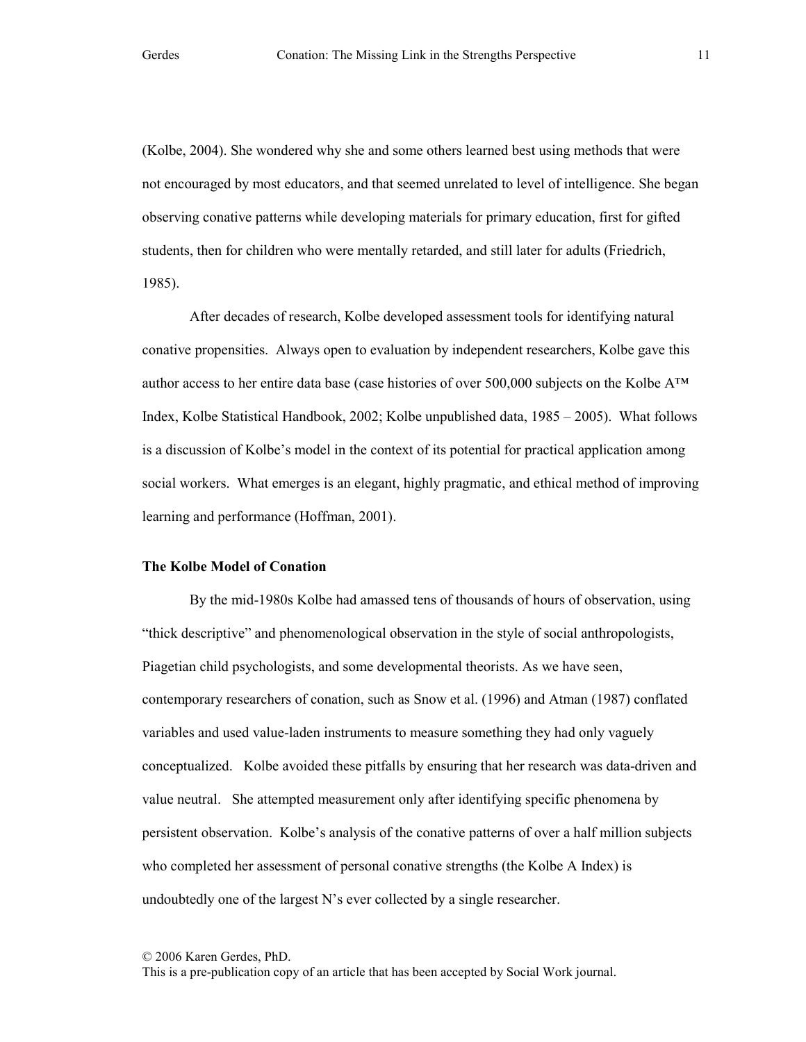(Kolbe, 2004). She wondered why she and some others learned best using methods that were not encouraged by most educators, and that seemed unrelated to level of intelligence. She began observing conative patterns while developing materials for primary education, first for gifted students, then for children who were mentally retarded, and still later for adults (Friedrich, 1985).

After decades of research, Kolbe developed assessment tools for identifying natural conative propensities. Always open to evaluation by independent researchers, Kolbe gave this author access to her entire data base (case histories of over 500,000 subjects on the Kolbe A™ Index, Kolbe Statistical Handbook, 2002; Kolbe unpublished data, 1985 – 2005). What follows is a discussion of Kolbe's model in the context of its potential for practical application among social workers. What emerges is an elegant, highly pragmatic, and ethical method of improving learning and performance (Hoffman, 2001).

**The Kolbe Model of Conation**

By the mid-1980s Kolbe had amassed tens of thousands of hours of observation, using "thick descriptive" and phenomenological observation in the style of social anthropologists, Piagetian child psychologists, and some developmental theorists. As we have seen, contemporary researchers of conation, such as Snow et al. (1996) and Atman (1987) conflated variables and used value-laden instruments to measure something they had only vaguely conceptualized. Kolbe avoided these pitfalls by ensuring that her research was data-driven and value neutral. She attempted measurement only after identifying specific phenomena by persistent observation. Kolbe's analysis of the conative patterns of over a half million subjects who completed her assessment of personal conative strengths (the Kolbe A Index) is undoubtedly one of the largest N's ever collected by a single researcher.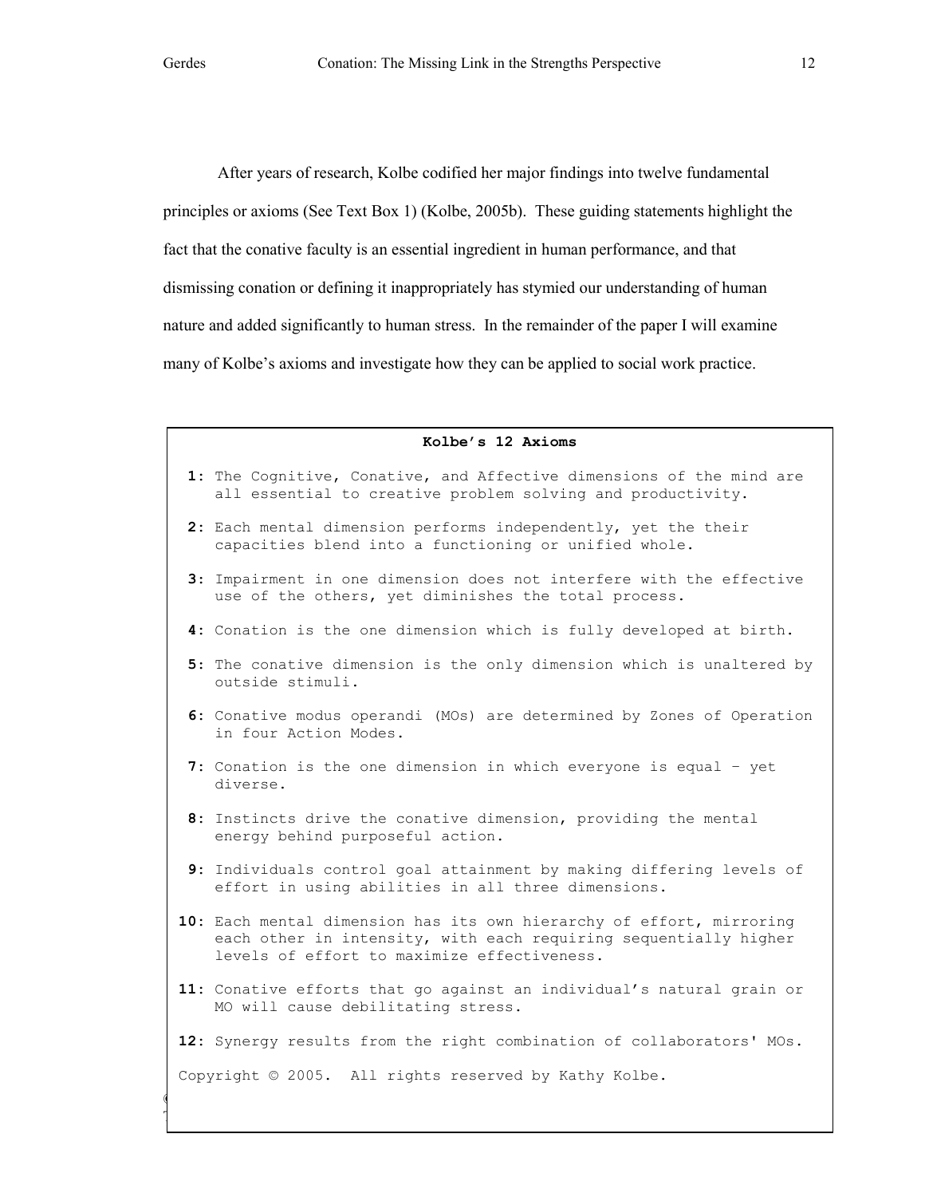After years of research, Kolbe codified her major findings into twelve fundamental principles or axioms (See Text Box 1) (Kolbe, 2005b). These guiding statements highlight the fact that the conative faculty is an essential ingredient in human performance, and that dismissing conation or defining it inappropriately has stymied our understanding of human nature and added significantly to human stress. In the remainder of the paper I will examine many of Kolbe's axioms and investigate how they can be applied to social work practice.

**Kolbe's 12 Axioms**

**1:** The Cognitive, Conative, and Affective dimensions of the mind are all essential to creative problem solving and productivity.

**2:** Each mental dimension performs independently, yet the their capacities blend into a functioning or unified whole.

**3:** Impairment in one dimension does not interfere with the effective use of the others, yet diminishes the total process.

**4:** Conation is the one dimension which is fully developed at birth.

**5:** The conative dimension is the only dimension which is unaltered by outside stimuli.

**6:** Conative modus operandi (MOs) are determined by Zones of Operation in four Action Modes.

**7:** Conation is the one dimension in which everyone is equal – yet diverse.

**8:** Instincts drive the conative dimension, providing the mental energy behind purposeful action.

**9:** Individuals control goal attainment by making differing levels of effort in using abilities in all three dimensions.

**10:** Each mental dimension has its own hierarchy of effort, mirroring each other in intensity, with each requiring sequentially higher levels of effort to maximize effectiveness.

**11:** Conative efforts that go against an individual's natural grain or MO will cause debilitating stress.

**12:** Synergy results from the right combination of collaborators' MOs.

Copyright © 2005. All rights reserved by Kathy Kolbe.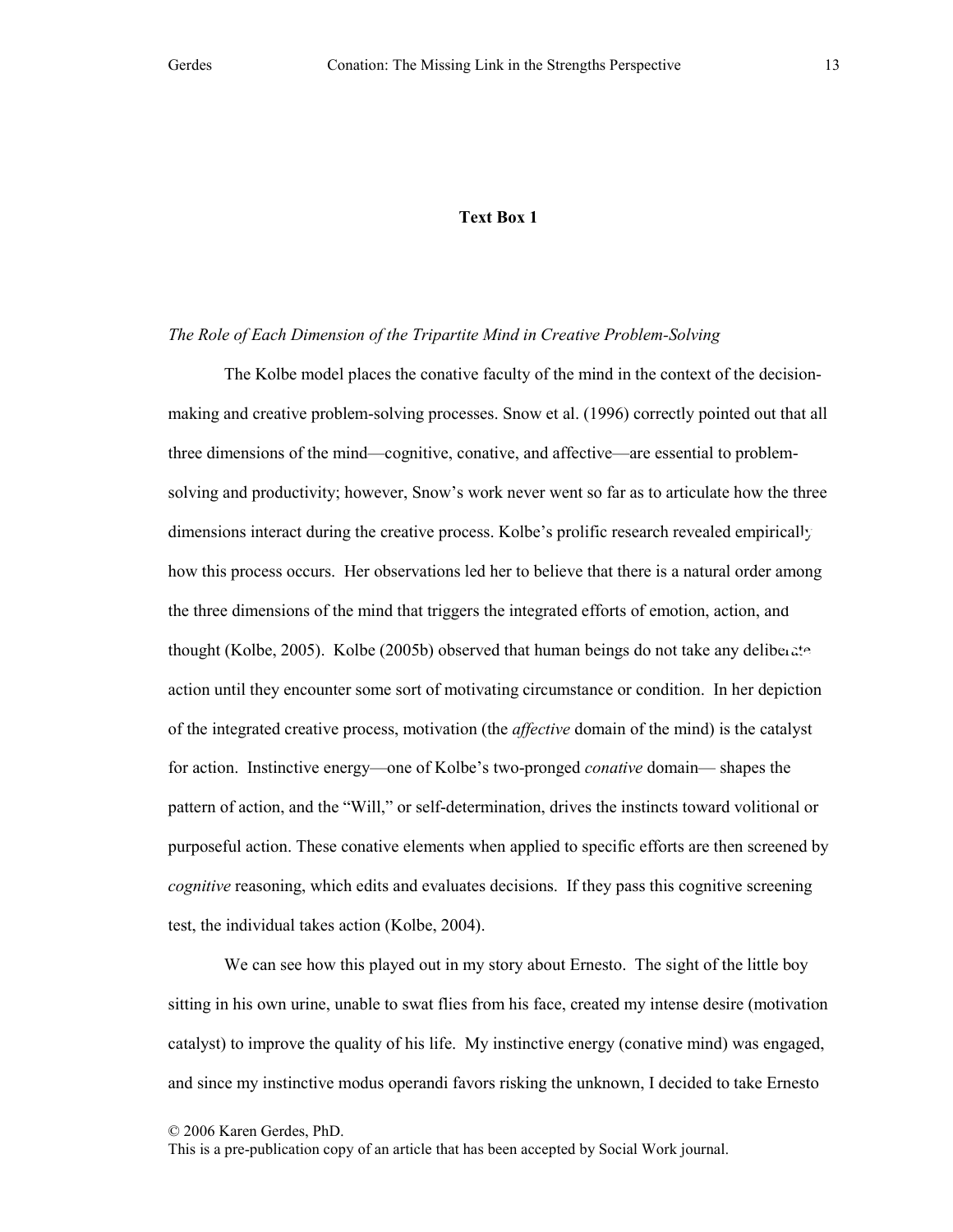**Text Box 1**

*The Role of Each Dimension of the Tripartite Mind in Creative Problem-Solving*

The Kolbe model places the conative faculty of the mind in the context of the decision-making and creative problem-solving processes. Snow et al. (1996) correctly pointed out that all three dimensions of the mind—cognitive, conative, and affective—are essential to problem-solving and productivity; however, Snow's work never went so far as to articulate how the three dimensions interact during the creative process. Kolbe's prolific research revealed empirically how this process occurs. Her observations led her to believe that there is a natural order among the three dimensions of the mind that triggers the integrated efforts of emotion, action, and thought (Kolbe, 2005). Kolbe (2005b) observed that human beings do not take any deliberate action until they encounter some sort of motivating circumstance or condition. In her depiction of the integrated creative process, motivation (the *affective* domain of the mind) is the catalyst for action. Instinctive energy—one of Kolbe's two-pronged *conative* domain— shapes the pattern of action, and the "Will," or self-determination, drives the instincts toward volitional or purposeful action. These conative elements when applied to specific efforts are then screened by *cognitive* reasoning, which edits and evaluates decisions. If they pass this cognitive screening test, the individual takes action (Kolbe, 2004).

We can see how this played out in my story about Ernesto. The sight of the little boy sitting in his own urine, unable to swat flies from his face, created my intense desire (motivation catalyst) to improve the quality of his life. My instinctive energy (conative mind) was engaged, and since my instinctive modus operandi favors risking the unknown, I decided to take Ernesto

© 2006 Karen Gerdes, PhD.
This is a pre-publication copy of an article that has been accepted by Social Work journal.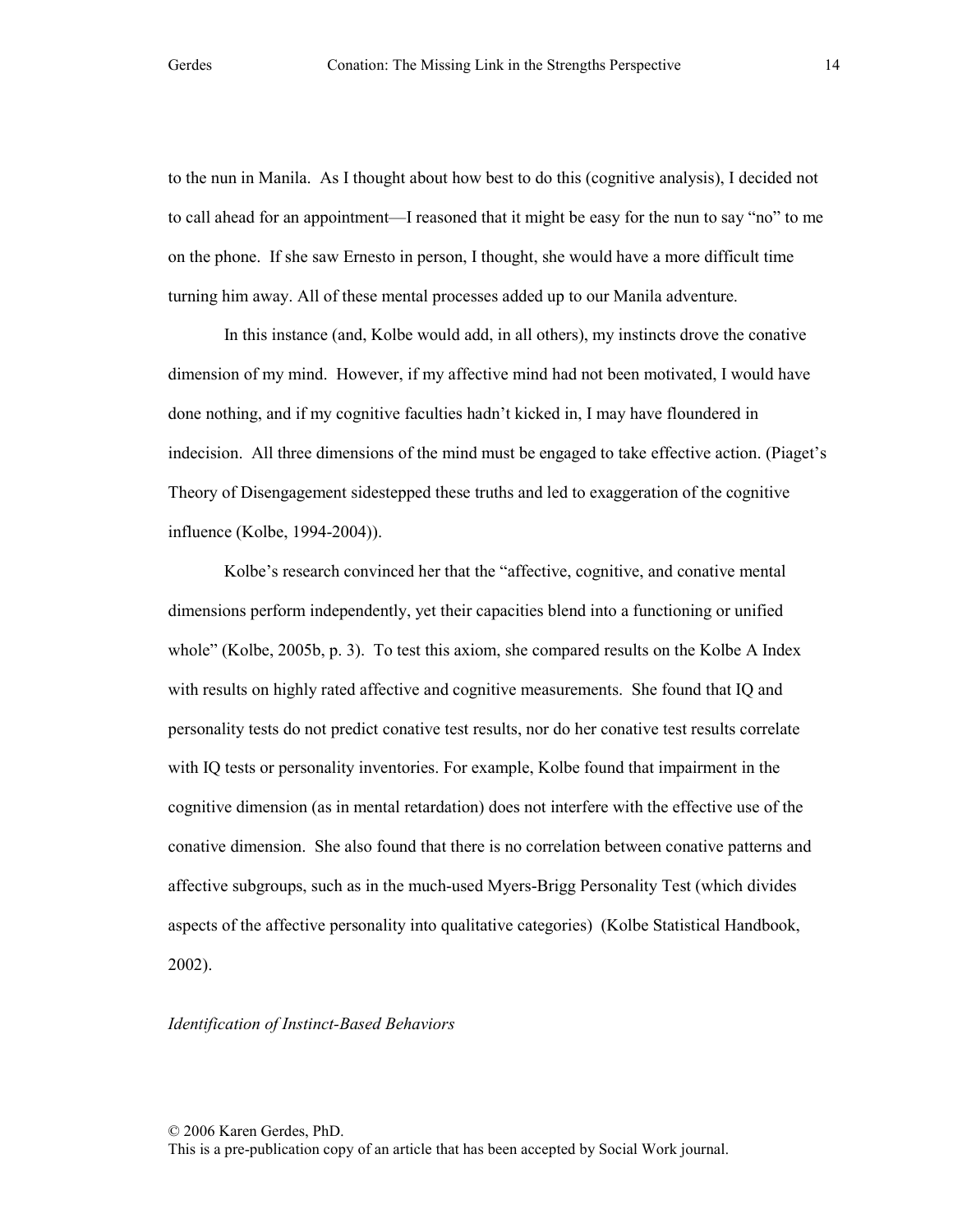to the nun in Manila. As I thought about how best to do this (cognitive analysis), I decided not to call ahead for an appointment—I reasoned that it might be easy for the nun to say "no" to me on the phone. If she saw Ernesto in person, I thought, she would have a more difficult time turning him away. All of these mental processes added up to our Manila adventure.

In this instance (and, Kolbe would add, in all others), my instincts drove the conative dimension of my mind. However, if my affective mind had not been motivated, I would have done nothing, and if my cognitive faculties hadn't kicked in, I may have floundered in indecision. All three dimensions of the mind must be engaged to take effective action. (Piaget's Theory of Disengagement sidestepped these truths and led to exaggeration of the cognitive influence (Kolbe, 1994-2004)).

Kolbe's research convinced her that the "affective, cognitive, and conative mental dimensions perform independently, yet their capacities blend into a functioning or unified whole" (Kolbe, 2005b, p. 3). To test this axiom, she compared results on the Kolbe A Index with results on highly rated affective and cognitive measurements. She found that IQ and personality tests do not predict conative test results, nor do her conative test results correlate with IQ tests or personality inventories. For example, Kolbe found that impairment in the cognitive dimension (as in mental retardation) does not interfere with the effective use of the conative dimension. She also found that there is no correlation between conative patterns and affective subgroups, such as in the much-used Myers-Brigg Personality Test (which divides aspects of the affective personality into qualitative categories) (Kolbe Statistical Handbook, 2002).

*Identification of Instinct-Based Behaviors*

© 2006 Karen Gerdes, PhD.
This is a pre-publication copy of an article that has been accepted by Social Work journal.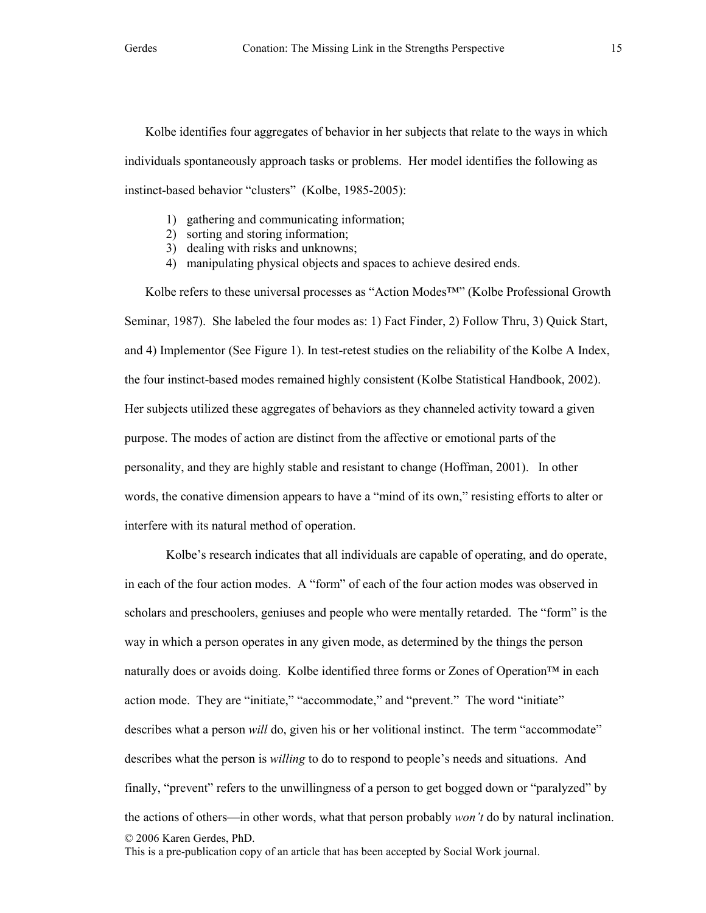Kolbe identifies four aggregates of behavior in her subjects that relate to the ways in which individuals spontaneously approach tasks or problems. Her model identifies the following as instinct-based behavior "clusters" (Kolbe, 1985-2005):

1) gathering and communicating information;
2) sorting and storing information;
3) dealing with risks and unknowns;
4) manipulating physical objects and spaces to achieve desired ends.

Kolbe refers to these universal processes as "Action Modes™" (Kolbe Professional Growth Seminar, 1987). She labeled the four modes as: 1) Fact Finder, 2) Follow Thru, 3) Quick Start, and 4) Implementor (See Figure 1). In test-retest studies on the reliability of the Kolbe A Index, the four instinct-based modes remained highly consistent (Kolbe Statistical Handbook, 2002). Her subjects utilized these aggregates of behaviors as they channeled activity toward a given purpose. The modes of action are distinct from the affective or emotional parts of the personality, and they are highly stable and resistant to change (Hoffman, 2001). In other words, the conative dimension appears to have a "mind of its own," resisting efforts to alter or interfere with its natural method of operation.

Kolbe's research indicates that all individuals are capable of operating, and do operate, in each of the four action modes. A "form" of each of the four action modes was observed in scholars and preschoolers, geniuses and people who were mentally retarded. The "form" is the way in which a person operates in any given mode, as determined by the things the person naturally does or avoids doing. Kolbe identified three forms or Zones of Operation™ in each action mode. They are "initiate," "accommodate," and "prevent." The word "initiate" describes what a person *will* do, given his or her volitional instinct. The term "accommodate" describes what the person is *willing* to do to respond to people's needs and situations. And finally, "prevent" refers to the unwillingness of a person to get bogged down or "paralyzed" by the actions of others—in other words, what that person probably *won't* do by natural inclination.

© 2006 Karen Gerdes, PhD.
This is a pre-publication copy of an article that has been accepted by Social Work journal.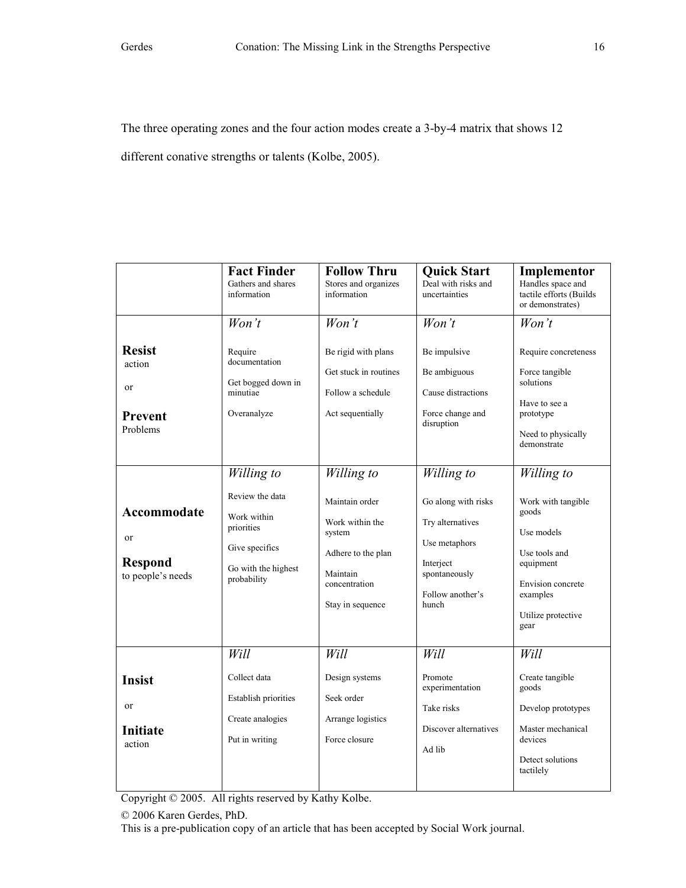The three operating zones and the four action modes create a 3-by-4 matrix that shows 12 different conative strengths or talents (Kolbe, 2005).

| | **Fact Finder**<br>Gathers and shares information | **Follow Thru**<br>Stores and organizes information | **Quick Start**<br>Deal with risks and uncertainties | **Implementor**<br>Handles space and tactile efforts (Builds or demonstrates) |
|---|---|---|---|---|
| **Resist** action<br>or<br>**Prevent** Problems | *Won't*<br>Require documentation<br>Get bogged down in minutiae<br>Overanalyze | *Won't*<br>Be rigid with plans<br>Get stuck in routines<br>Follow a schedule<br>Act sequentially | *Won't*<br>Be impulsive<br>Be ambiguous<br>Cause distractions<br>Force change and disruption | *Won't*<br>Require concreteness<br>Force tangible solutions<br>Have to see a prototype<br>Need to physically demonstrate |
| **Accommodate**<br>or<br>**Respond** to people's needs | *Willing to*<br>Review the data<br>Work within priorities<br>Give specifics<br>Go with the highest probability | *Willing to*<br>Maintain order<br>Work within the system<br>Adhere to the plan<br>Maintain concentration<br>Stay in sequence | *Willing to*<br>Go along with risks<br>Try alternatives<br>Use metaphors<br>Interject spontaneously<br>Follow another's hunch | *Willing to*<br>Work with tangible goods<br>Use models<br>Use tools and equipment<br>Envision concrete examples<br>Utilize protective gear |
| **Insist**<br>or<br>**Initiate** action | *Will*<br>Collect data<br>Establish priorities<br>Create analogies<br>Put in writing | *Will*<br>Design systems<br>Seek order<br>Arrange logistics<br>Force closure | *Will*<br>Promote experimentation<br>Take risks<br>Discover alternatives<br>Ad lib | *Will*<br>Create tangible goods<br>Develop prototypes<br>Master mechanical devices<br>Detect solutions tactilely |

Copyright © 2005. All rights reserved by Kathy Kolbe.

© 2006 Karen Gerdes, PhD.
This is a pre-publication copy of an article that has been accepted by Social Work journal.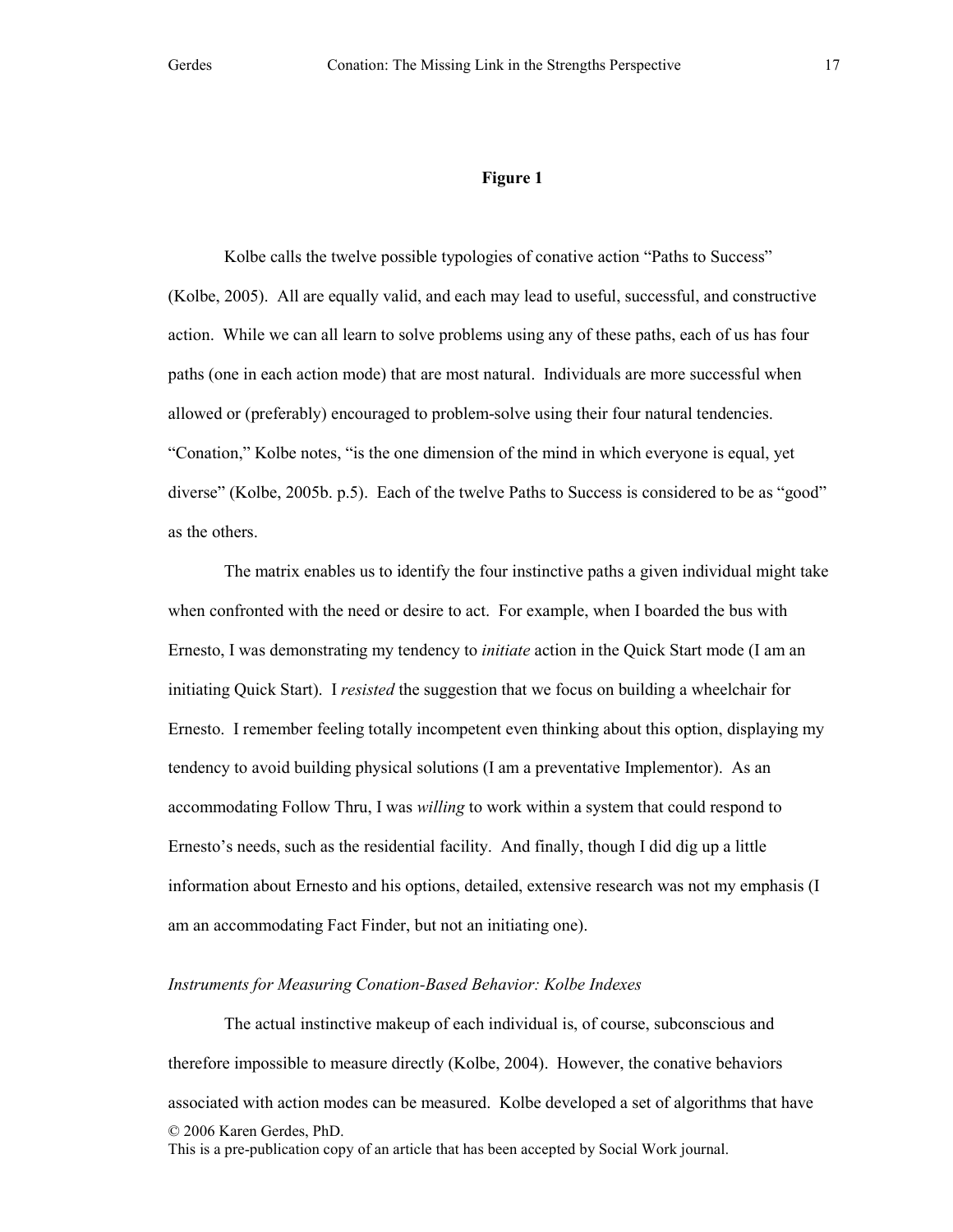**Figure 1**

Kolbe calls the twelve possible typologies of conative action "Paths to Success" (Kolbe, 2005). All are equally valid, and each may lead to useful, successful, and constructive action. While we can all learn to solve problems using any of these paths, each of us has four paths (one in each action mode) that are most natural. Individuals are more successful when allowed or (preferably) encouraged to problem-solve using their four natural tendencies. "Conation," Kolbe notes, "is the one dimension of the mind in which everyone is equal, yet diverse" (Kolbe, 2005b. p.5). Each of the twelve Paths to Success is considered to be as "good" as the others.

The matrix enables us to identify the four instinctive paths a given individual might take when confronted with the need or desire to act. For example, when I boarded the bus with Ernesto, I was demonstrating my tendency to *initiate* action in the Quick Start mode (I am an initiating Quick Start). I *resisted* the suggestion that we focus on building a wheelchair for Ernesto. I remember feeling totally incompetent even thinking about this option, displaying my tendency to avoid building physical solutions (I am a preventative Implementor). As an accommodating Follow Thru, I was *willing* to work within a system that could respond to Ernesto's needs, such as the residential facility. And finally, though I did dig up a little information about Ernesto and his options, detailed, extensive research was not my emphasis (I am an accommodating Fact Finder, but not an initiating one).

*Instruments for Measuring Conation-Based Behavior: Kolbe Indexes*

The actual instinctive makeup of each individual is, of course, subconscious and therefore impossible to measure directly (Kolbe, 2004). However, the conative behaviors associated with action modes can be measured. Kolbe developed a set of algorithms that have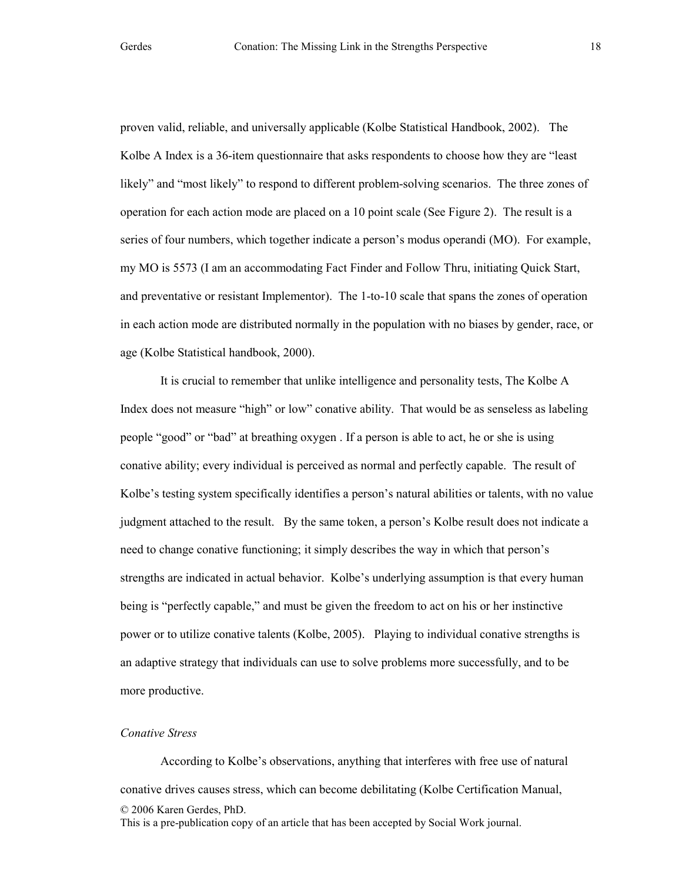proven valid, reliable, and universally applicable (Kolbe Statistical Handbook, 2002). The Kolbe A Index is a 36-item questionnaire that asks respondents to choose how they are "least likely" and "most likely" to respond to different problem-solving scenarios. The three zones of operation for each action mode are placed on a 10 point scale (See Figure 2). The result is a series of four numbers, which together indicate a person's modus operandi (MO). For example, my MO is 5573 (I am an accommodating Fact Finder and Follow Thru, initiating Quick Start, and preventative or resistant Implementor). The 1-to-10 scale that spans the zones of operation in each action mode are distributed normally in the population with no biases by gender, race, or age (Kolbe Statistical handbook, 2000).

It is crucial to remember that unlike intelligence and personality tests, The Kolbe A Index does not measure "high" or low" conative ability. That would be as senseless as labeling people "good" or "bad" at breathing oxygen . If a person is able to act, he or she is using conative ability; every individual is perceived as normal and perfectly capable. The result of Kolbe's testing system specifically identifies a person's natural abilities or talents, with no value judgment attached to the result. By the same token, a person's Kolbe result does not indicate a need to change conative functioning; it simply describes the way in which that person's strengths are indicated in actual behavior. Kolbe's underlying assumption is that every human being is "perfectly capable," and must be given the freedom to act on his or her instinctive power or to utilize conative talents (Kolbe, 2005). Playing to individual conative strengths is an adaptive strategy that individuals can use to solve problems more successfully, and to be more productive.

*Conative Stress*

According to Kolbe's observations, anything that interferes with free use of natural conative drives causes stress, which can become debilitating (Kolbe Certification Manual,

© 2006 Karen Gerdes, PhD.
This is a pre-publication copy of an article that has been accepted by Social Work journal.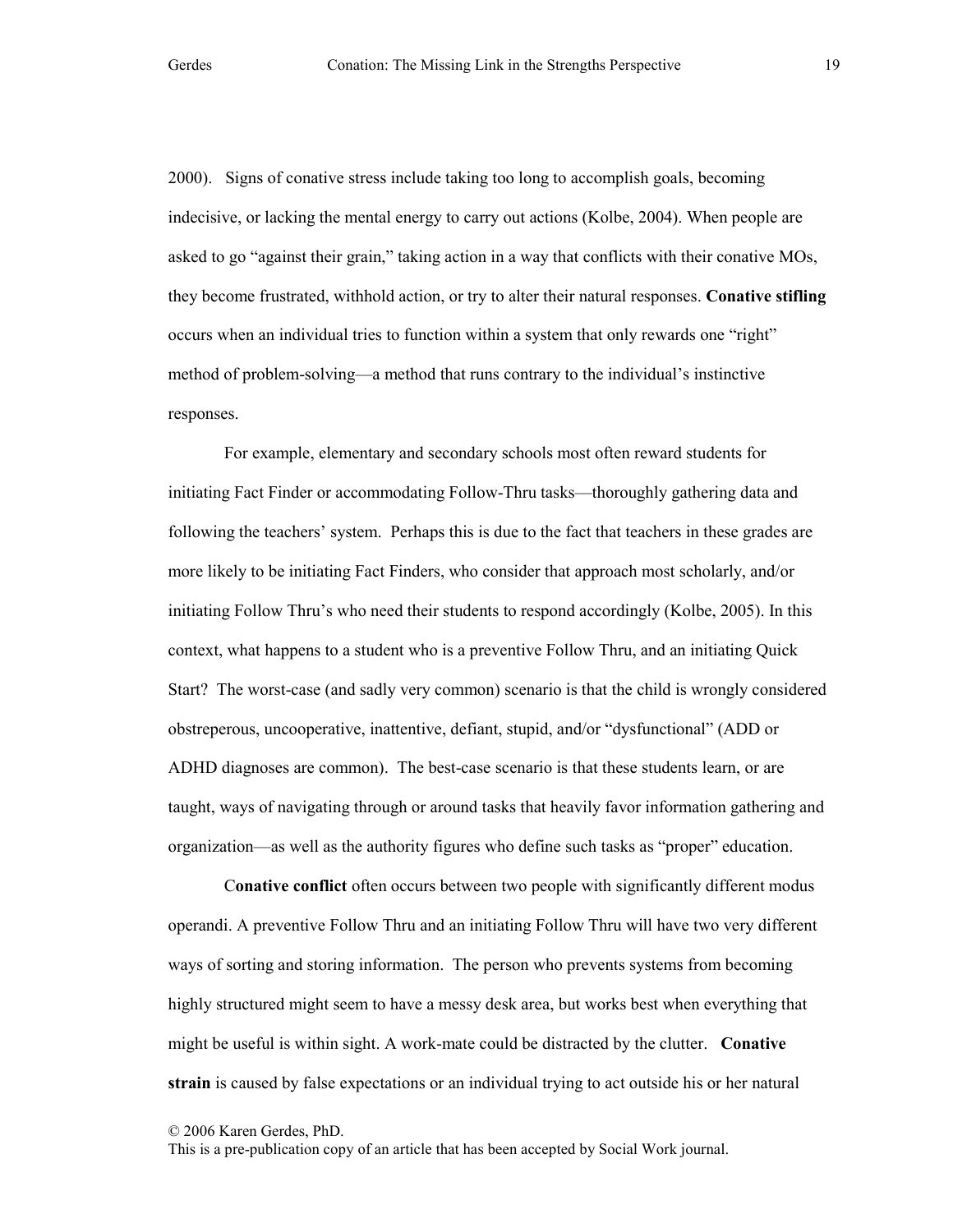2000). Signs of conative stress include taking too long to accomplish goals, becoming indecisive, or lacking the mental energy to carry out actions (Kolbe, 2004). When people are asked to go "against their grain," taking action in a way that conflicts with their conative MOs, they become frustrated, withhold action, or try to alter their natural responses. **Conative stifling** occurs when an individual tries to function within a system that only rewards one "right" method of problem-solving—a method that runs contrary to the individual's instinctive responses.

For example, elementary and secondary schools most often reward students for initiating Fact Finder or accommodating Follow-Thru tasks—thoroughly gathering data and following the teachers' system. Perhaps this is due to the fact that teachers in these grades are more likely to be initiating Fact Finders, who consider that approach most scholarly, and/or initiating Follow Thru's who need their students to respond accordingly (Kolbe, 2005). In this context, what happens to a student who is a preventive Follow Thru, and an initiating Quick Start? The worst-case (and sadly very common) scenario is that the child is wrongly considered obstreperous, uncooperative, inattentive, defiant, stupid, and/or "dysfunctional" (ADD or ADHD diagnoses are common). The best-case scenario is that these students learn, or are taught, ways of navigating through or around tasks that heavily favor information gathering and organization—as well as the authority figures who define such tasks as "proper" education.

**Conative conflict** often occurs between two people with significantly different modus operandi. A preventive Follow Thru and an initiating Follow Thru will have two very different ways of sorting and storing information. The person who prevents systems from becoming highly structured might seem to have a messy desk area, but works best when everything that might be useful is within sight. A work-mate could be distracted by the clutter. **Conative strain** is caused by false expectations or an individual trying to act outside his or her natural

© 2006 Karen Gerdes, PhD.
This is a pre-publication copy of an article that has been accepted by Social Work journal.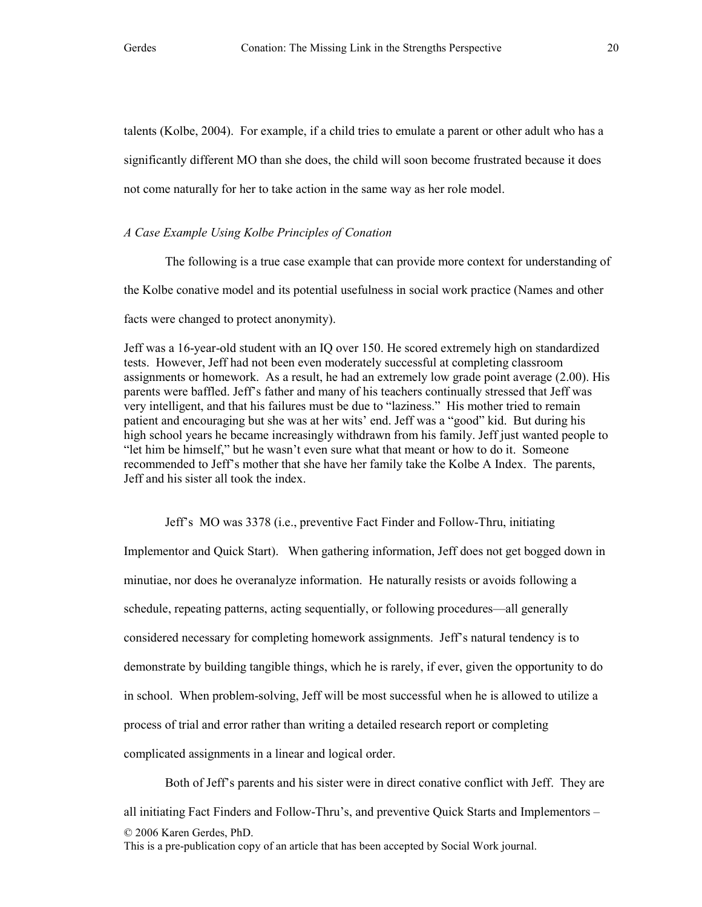talents (Kolbe, 2004). For example, if a child tries to emulate a parent or other adult who has a significantly different MO than she does, the child will soon become frustrated because it does not come naturally for her to take action in the same way as her role model.

*A Case Example Using Kolbe Principles of Conation*

The following is a true case example that can provide more context for understanding of the Kolbe conative model and its potential usefulness in social work practice (Names and other facts were changed to protect anonymity).

Jeff was a 16-year-old student with an IQ over 150. He scored extremely high on standardized tests. However, Jeff had not been even moderately successful at completing classroom assignments or homework. As a result, he had an extremely low grade point average (2.00). His parents were baffled. Jeff's father and many of his teachers continually stressed that Jeff was very intelligent, and that his failures must be due to "laziness." His mother tried to remain patient and encouraging but she was at her wits' end. Jeff was a "good" kid. But during his high school years he became increasingly withdrawn from his family. Jeff just wanted people to "let him be himself," but he wasn't even sure what that meant or how to do it. Someone recommended to Jeff's mother that she have her family take the Kolbe A Index. The parents, Jeff and his sister all took the index.

Jeff's MO was 3378 (i.e., preventive Fact Finder and Follow-Thru, initiating Implementor and Quick Start). When gathering information, Jeff does not get bogged down in minutiae, nor does he overanalyze information. He naturally resists or avoids following a schedule, repeating patterns, acting sequentially, or following procedures—all generally considered necessary for completing homework assignments. Jeff's natural tendency is to demonstrate by building tangible things, which he is rarely, if ever, given the opportunity to do in school. When problem-solving, Jeff will be most successful when he is allowed to utilize a process of trial and error rather than writing a detailed research report or completing complicated assignments in a linear and logical order.

Both of Jeff's parents and his sister were in direct conative conflict with Jeff. They are all initiating Fact Finders and Follow-Thru's, and preventive Quick Starts and Implementors –

© 2006 Karen Gerdes, PhD.
This is a pre-publication copy of an article that has been accepted by Social Work journal.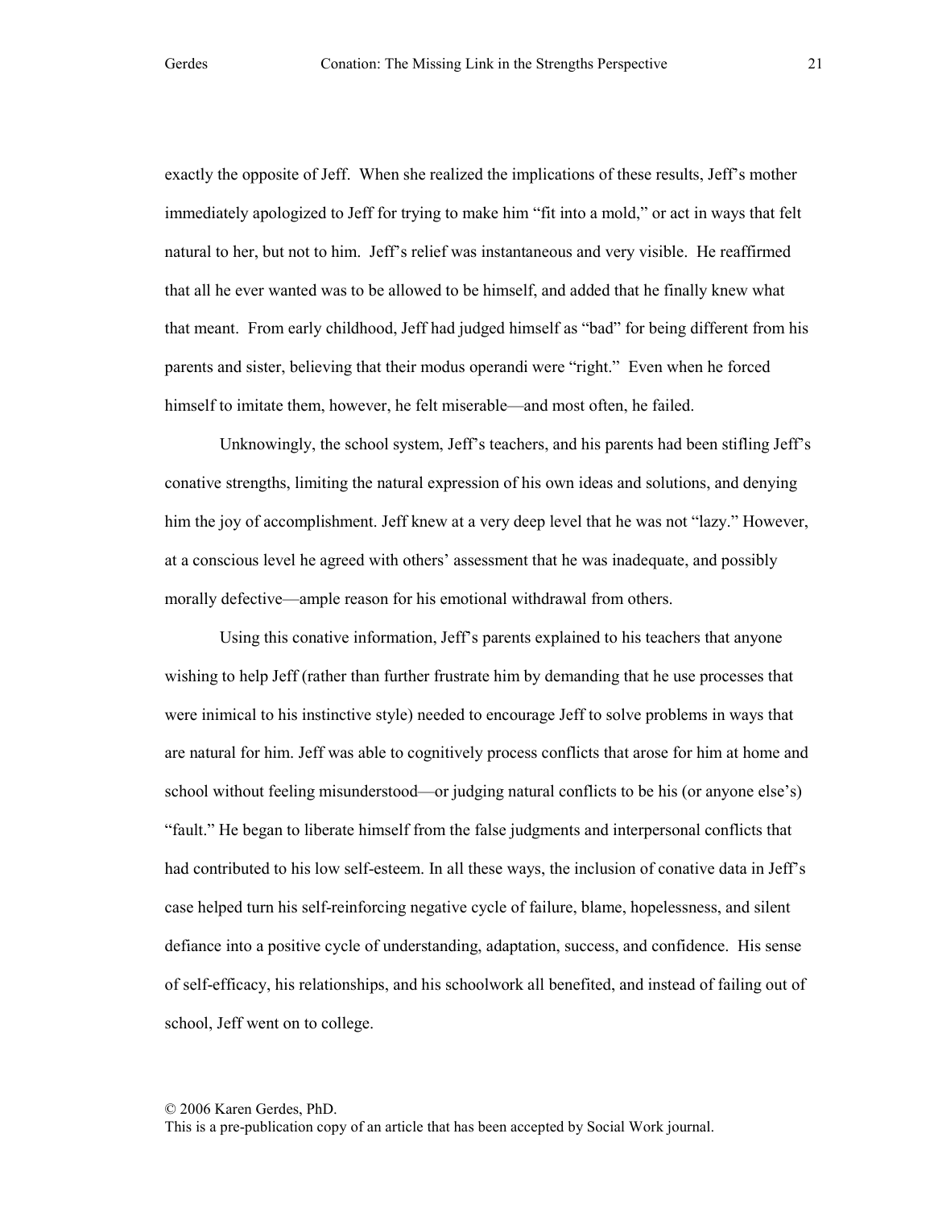exactly the opposite of Jeff. When she realized the implications of these results, Jeff's mother immediately apologized to Jeff for trying to make him "fit into a mold," or act in ways that felt natural to her, but not to him. Jeff's relief was instantaneous and very visible. He reaffirmed that all he ever wanted was to be allowed to be himself, and added that he finally knew what that meant. From early childhood, Jeff had judged himself as "bad" for being different from his parents and sister, believing that their modus operandi were "right." Even when he forced himself to imitate them, however, he felt miserable—and most often, he failed.

Unknowingly, the school system, Jeff's teachers, and his parents had been stifling Jeff's conative strengths, limiting the natural expression of his own ideas and solutions, and denying him the joy of accomplishment. Jeff knew at a very deep level that he was not "lazy." However, at a conscious level he agreed with others' assessment that he was inadequate, and possibly morally defective—ample reason for his emotional withdrawal from others.

Using this conative information, Jeff's parents explained to his teachers that anyone wishing to help Jeff (rather than further frustrate him by demanding that he use processes that were inimical to his instinctive style) needed to encourage Jeff to solve problems in ways that are natural for him. Jeff was able to cognitively process conflicts that arose for him at home and school without feeling misunderstood—or judging natural conflicts to be his (or anyone else's) "fault." He began to liberate himself from the false judgments and interpersonal conflicts that had contributed to his low self-esteem. In all these ways, the inclusion of conative data in Jeff's case helped turn his self-reinforcing negative cycle of failure, blame, hopelessness, and silent defiance into a positive cycle of understanding, adaptation, success, and confidence. His sense of self-efficacy, his relationships, and his schoolwork all benefited, and instead of failing out of school, Jeff went on to college.

© 2006 Karen Gerdes, PhD.
This is a pre-publication copy of an article that has been accepted by Social Work journal.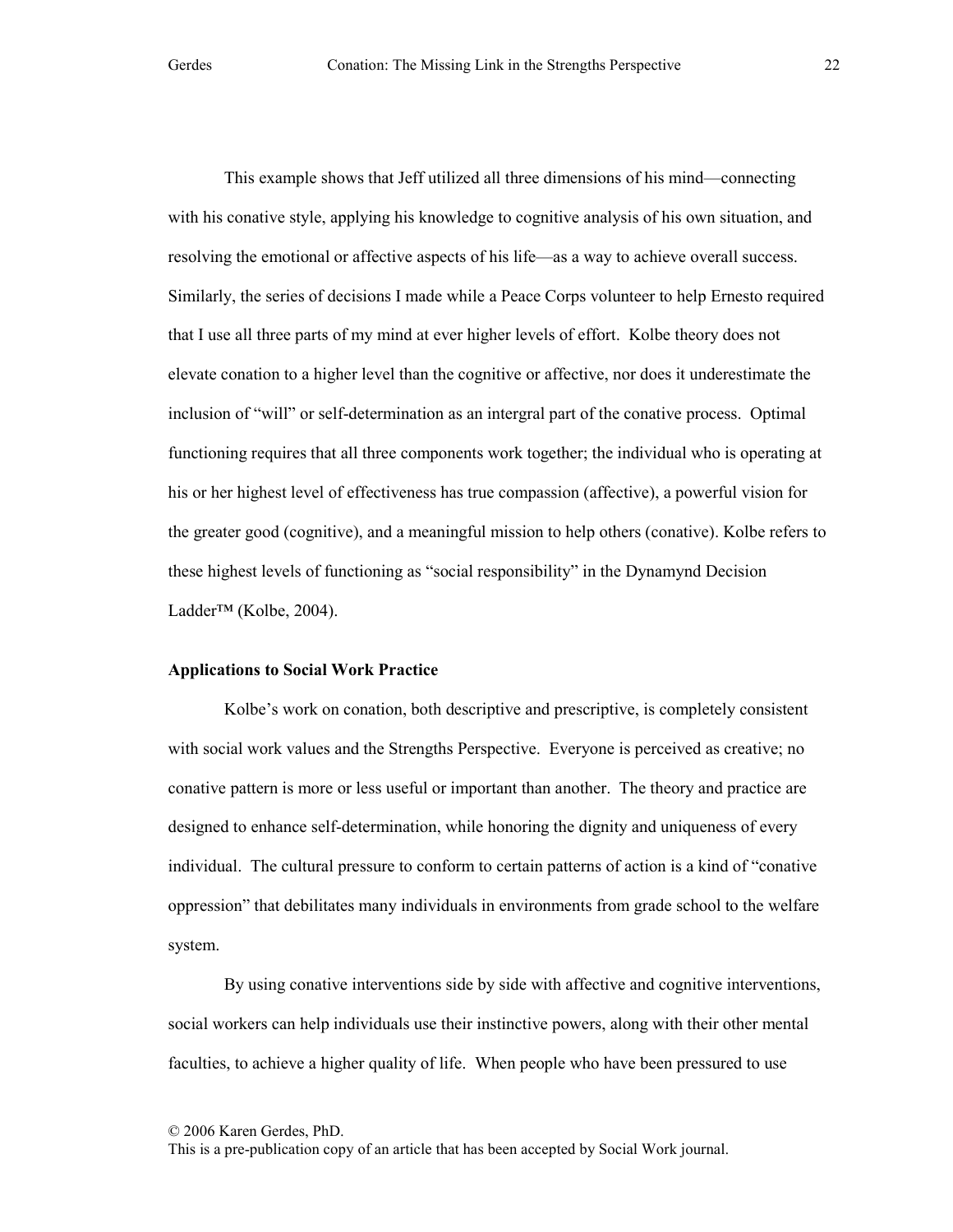This example shows that Jeff utilized all three dimensions of his mind—connecting with his conative style, applying his knowledge to cognitive analysis of his own situation, and resolving the emotional or affective aspects of his life—as a way to achieve overall success. Similarly, the series of decisions I made while a Peace Corps volunteer to help Ernesto required that I use all three parts of my mind at ever higher levels of effort. Kolbe theory does not elevate conation to a higher level than the cognitive or affective, nor does it underestimate the inclusion of "will" or self-determination as an intergral part of the conative process. Optimal functioning requires that all three components work together; the individual who is operating at his or her highest level of effectiveness has true compassion (affective), a powerful vision for the greater good (cognitive), and a meaningful mission to help others (conative). Kolbe refers to these highest levels of functioning as "social responsibility" in the Dynamynd Decision Ladder™ (Kolbe, 2004).

**Applications to Social Work Practice**

Kolbe's work on conation, both descriptive and prescriptive, is completely consistent with social work values and the Strengths Perspective. Everyone is perceived as creative; no conative pattern is more or less useful or important than another. The theory and practice are designed to enhance self-determination, while honoring the dignity and uniqueness of every individual. The cultural pressure to conform to certain patterns of action is a kind of "conative oppression" that debilitates many individuals in environments from grade school to the welfare system.

By using conative interventions side by side with affective and cognitive interventions, social workers can help individuals use their instinctive powers, along with their other mental faculties, to achieve a higher quality of life. When people who have been pressured to use

© 2006 Karen Gerdes, PhD.
This is a pre-publication copy of an article that has been accepted by Social Work journal.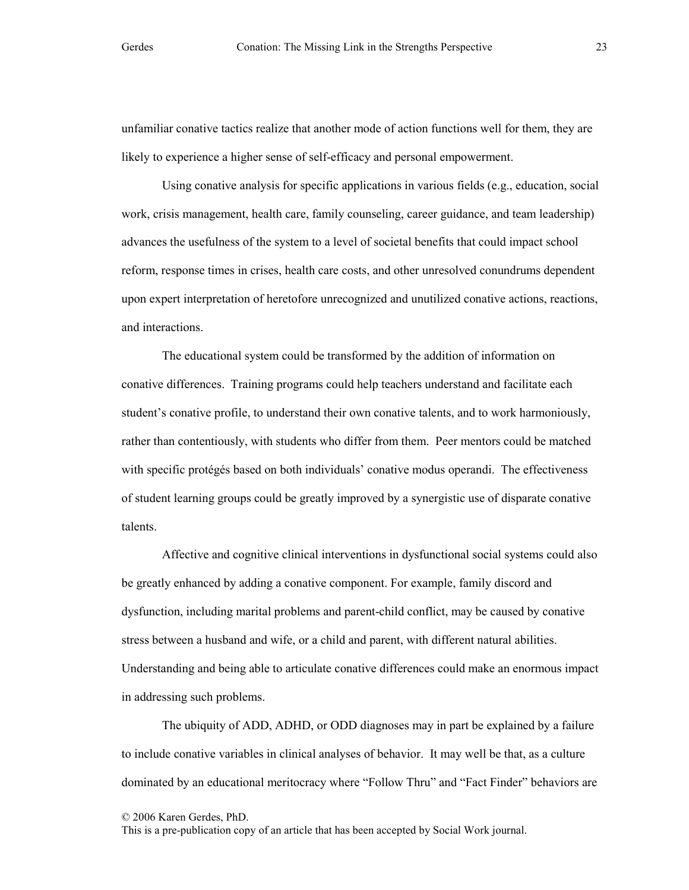unfamiliar conative tactics realize that another mode of action functions well for them, they are likely to experience a higher sense of self-efficacy and personal empowerment.

Using conative analysis for specific applications in various fields (e.g., education, social work, crisis management, health care, family counseling, career guidance, and team leadership) advances the usefulness of the system to a level of societal benefits that could impact school reform, response times in crises, health care costs, and other unresolved conundrums dependent upon expert interpretation of heretofore unrecognized and unutilized conative actions, reactions, and interactions.

The educational system could be transformed by the addition of information on conative differences. Training programs could help teachers understand and facilitate each student's conative profile, to understand their own conative talents, and to work harmoniously, rather than contentiously, with students who differ from them. Peer mentors could be matched with specific protégés based on both individuals' conative modus operandi. The effectiveness of student learning groups could be greatly improved by a synergistic use of disparate conative talents.

Affective and cognitive clinical interventions in dysfunctional social systems could also be greatly enhanced by adding a conative component. For example, family discord and dysfunction, including marital problems and parent-child conflict, may be caused by conative stress between a husband and wife, or a child and parent, with different natural abilities. Understanding and being able to articulate conative differences could make an enormous impact in addressing such problems.

The ubiquity of ADD, ADHD, or ODD diagnoses may in part be explained by a failure to include conative variables in clinical analyses of behavior. It may well be that, as a culture dominated by an educational meritocracy where "Follow Thru" and "Fact Finder" behaviors are

© 2006 Karen Gerdes, PhD.
This is a pre-publication copy of an article that has been accepted by Social Work journal.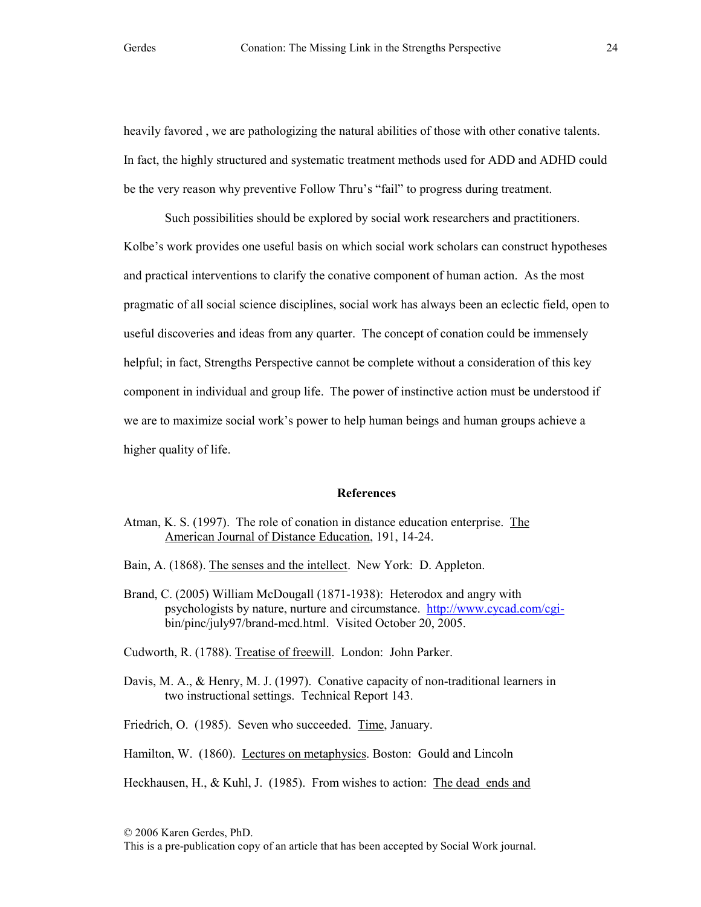heavily favored , we are pathologizing the natural abilities of those with other conative talents. In fact, the highly structured and systematic treatment methods used for ADD and ADHD could be the very reason why preventive Follow Thru's "fail" to progress during treatment.

Such possibilities should be explored by social work researchers and practitioners. Kolbe's work provides one useful basis on which social work scholars can construct hypotheses and practical interventions to clarify the conative component of human action. As the most pragmatic of all social science disciplines, social work has always been an eclectic field, open to useful discoveries and ideas from any quarter. The concept of conation could be immensely helpful; in fact, Strengths Perspective cannot be complete without a consideration of this key component in individual and group life. The power of instinctive action must be understood if we are to maximize social work's power to help human beings and human groups achieve a higher quality of life.

## References

Atman, K. S. (1997). The role of conation in distance education enterprise. The American Journal of Distance Education, 191, 14-24.

Bain, A. (1868). The senses and the intellect. New York: D. Appleton.

Brand, C. (2005) William McDougall (1871-1938): Heterodox and angry with psychologists by nature, nurture and circumstance. http://www.cycad.com/cgi-bin/pinc/july97/brand-mcd.html. Visited October 20, 2005.

Cudworth, R. (1788). Treatise of freewill. London: John Parker.

Davis, M. A., & Henry, M. J. (1997). Conative capacity of non-traditional learners in two instructional settings. Technical Report 143.

Friedrich, O. (1985). Seven who succeeded. Time, January.

Hamilton, W. (1860). Lectures on metaphysics. Boston: Gould and Lincoln

Heckhausen, H., & Kuhl, J. (1985). From wishes to action: The dead ends and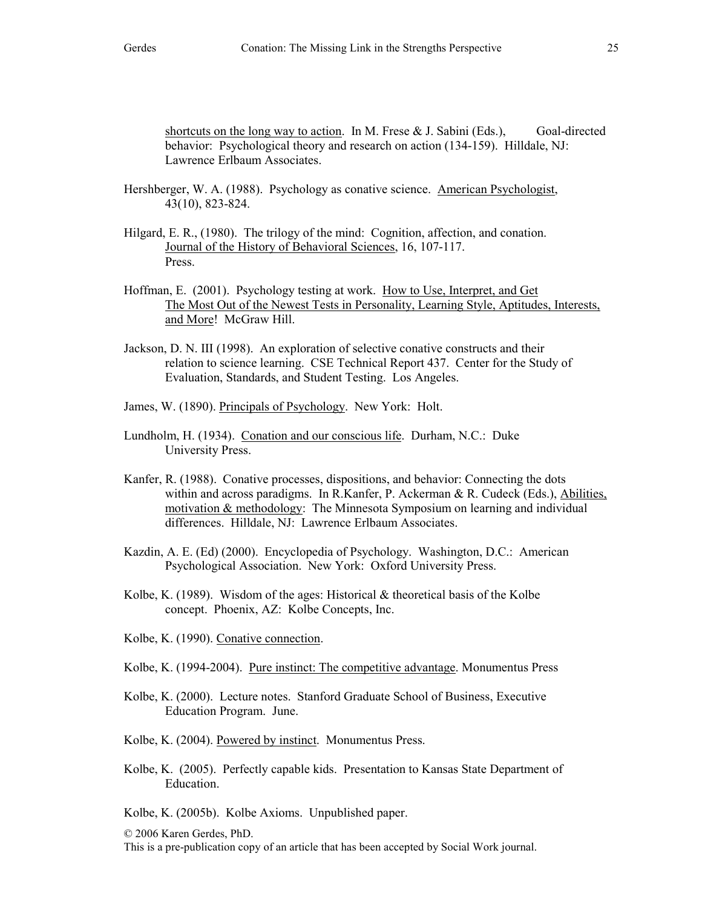shortcuts on the long way to action. In M. Frese & J. Sabini (Eds.), Goal-directed behavior: Psychological theory and research on action (134-159). Hilldale, NJ: Lawrence Erlbaum Associates.

Hershberger, W. A. (1988). Psychology as conative science. American Psychologist, 43(10), 823-824.

Hilgard, E. R., (1980). The trilogy of the mind: Cognition, affection, and conation. Journal of the History of Behavioral Sciences, 16, 107-117. Press.

Hoffman, E. (2001). Psychology testing at work. How to Use, Interpret, and Get The Most Out of the Newest Tests in Personality, Learning Style, Aptitudes, Interests, and More! McGraw Hill.

Jackson, D. N. III (1998). An exploration of selective conative constructs and their relation to science learning. CSE Technical Report 437. Center for the Study of Evaluation, Standards, and Student Testing. Los Angeles.

James, W. (1890). Principals of Psychology. New York: Holt.

Lundholm, H. (1934). Conation and our conscious life. Durham, N.C.: Duke University Press.

Kanfer, R. (1988). Conative processes, dispositions, and behavior: Connecting the dots within and across paradigms. In R.Kanfer, P. Ackerman & R. Cudeck (Eds.), Abilities, motivation & methodology: The Minnesota Symposium on learning and individual differences. Hilldale, NJ: Lawrence Erlbaum Associates.

Kazdin, A. E. (Ed) (2000). Encyclopedia of Psychology. Washington, D.C.: American Psychological Association. New York: Oxford University Press.

Kolbe, K. (1989). Wisdom of the ages: Historical & theoretical basis of the Kolbe concept. Phoenix, AZ: Kolbe Concepts, Inc.

Kolbe, K. (1990). Conative connection.

Kolbe, K. (1994-2004). Pure instinct: The competitive advantage. Monumentus Press

Kolbe, K. (2000). Lecture notes. Stanford Graduate School of Business, Executive Education Program. June.

Kolbe, K. (2004). Powered by instinct. Monumentus Press.

Kolbe, K. (2005). Perfectly capable kids. Presentation to Kansas State Department of Education.

Kolbe, K. (2005b). Kolbe Axioms. Unpublished paper.

© 2006 Karen Gerdes, PhD.
This is a pre-publication copy of an article that has been accepted by Social Work journal.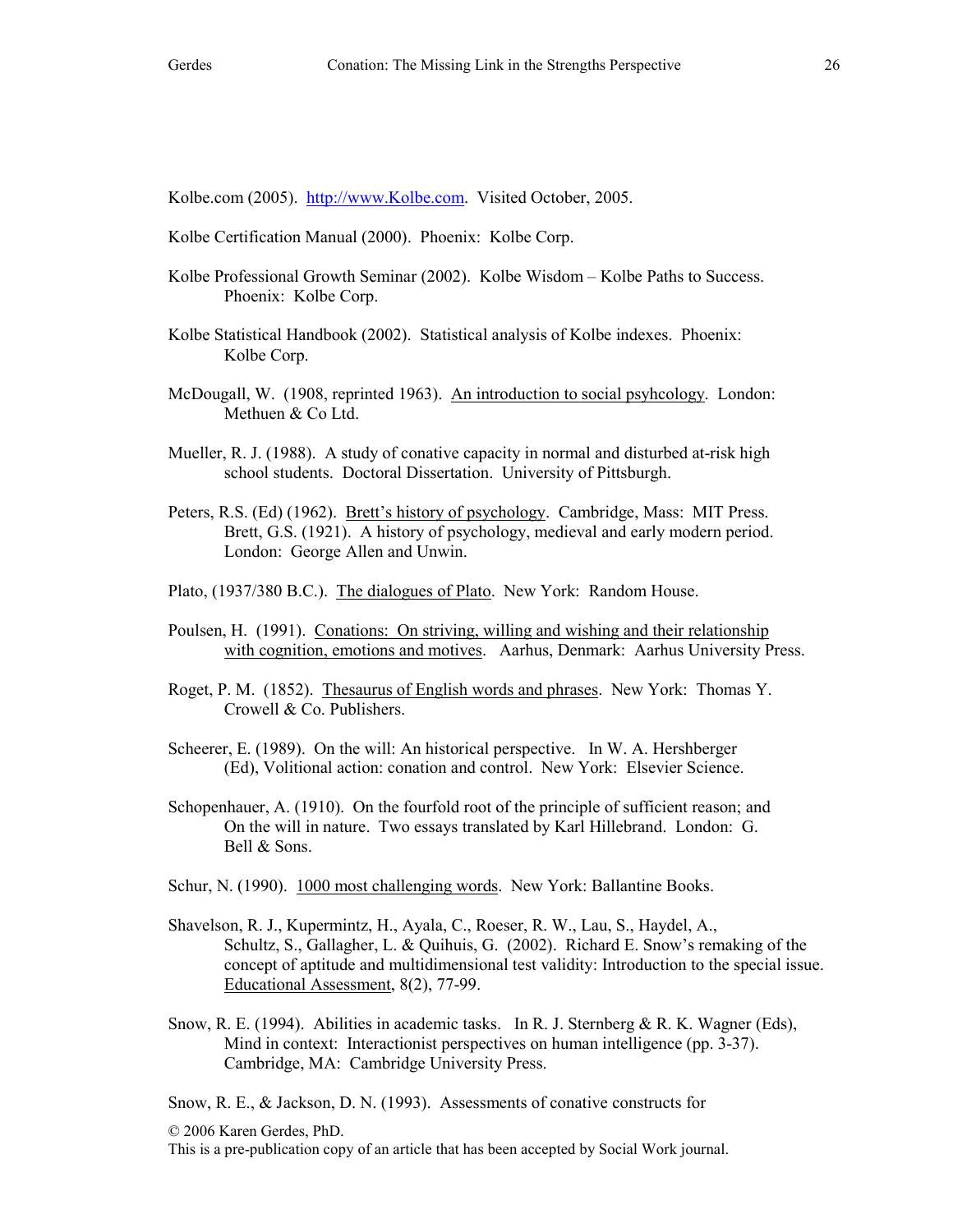Kolbe.com (2005). http://www.Kolbe.com. Visited October, 2005.

Kolbe Certification Manual (2000). Phoenix: Kolbe Corp.

Kolbe Professional Growth Seminar (2002). Kolbe Wisdom – Kolbe Paths to Success. Phoenix: Kolbe Corp.

Kolbe Statistical Handbook (2002). Statistical analysis of Kolbe indexes. Phoenix: Kolbe Corp.

McDougall, W. (1908, reprinted 1963). An introduction to social psyhcology. London: Methuen & Co Ltd.

Mueller, R. J. (1988). A study of conative capacity in normal and disturbed at-risk high school students. Doctoral Dissertation. University of Pittsburgh.

Peters, R.S. (Ed) (1962). Brett's history of psychology. Cambridge, Mass: MIT Press. Brett, G.S. (1921). A history of psychology, medieval and early modern period. London: George Allen and Unwin.

Plato, (1937/380 B.C.). The dialogues of Plato. New York: Random House.

Poulsen, H. (1991). Conations: On striving, willing and wishing and their relationship with cognition, emotions and motives. Aarhus, Denmark: Aarhus University Press.

Roget, P. M. (1852). Thesaurus of English words and phrases. New York: Thomas Y. Crowell & Co. Publishers.

Scheerer, E. (1989). On the will: An historical perspective. In W. A. Hershberger (Ed), Volitional action: conation and control. New York: Elsevier Science.

Schopenhauer, A. (1910). On the fourfold root of the principle of sufficient reason; and On the will in nature. Two essays translated by Karl Hillebrand. London: G. Bell & Sons.

Schur, N. (1990). 1000 most challenging words. New York: Ballantine Books.

Shavelson, R. J., Kupermintz, H., Ayala, C., Roeser, R. W., Lau, S., Haydel, A., Schultz, S., Gallagher, L. & Quihuis, G. (2002). Richard E. Snow's remaking of the concept of aptitude and multidimensional test validity: Introduction to the special issue. Educational Assessment, 8(2), 77-99.

Snow, R. E. (1994). Abilities in academic tasks. In R. J. Sternberg & R. K. Wagner (Eds), Mind in context: Interactionist perspectives on human intelligence (pp. 3-37). Cambridge, MA: Cambridge University Press.

Snow, R. E., & Jackson, D. N. (1993). Assessments of conative constructs for

© 2006 Karen Gerdes, PhD.
This is a pre-publication copy of an article that has been accepted by Social Work journal.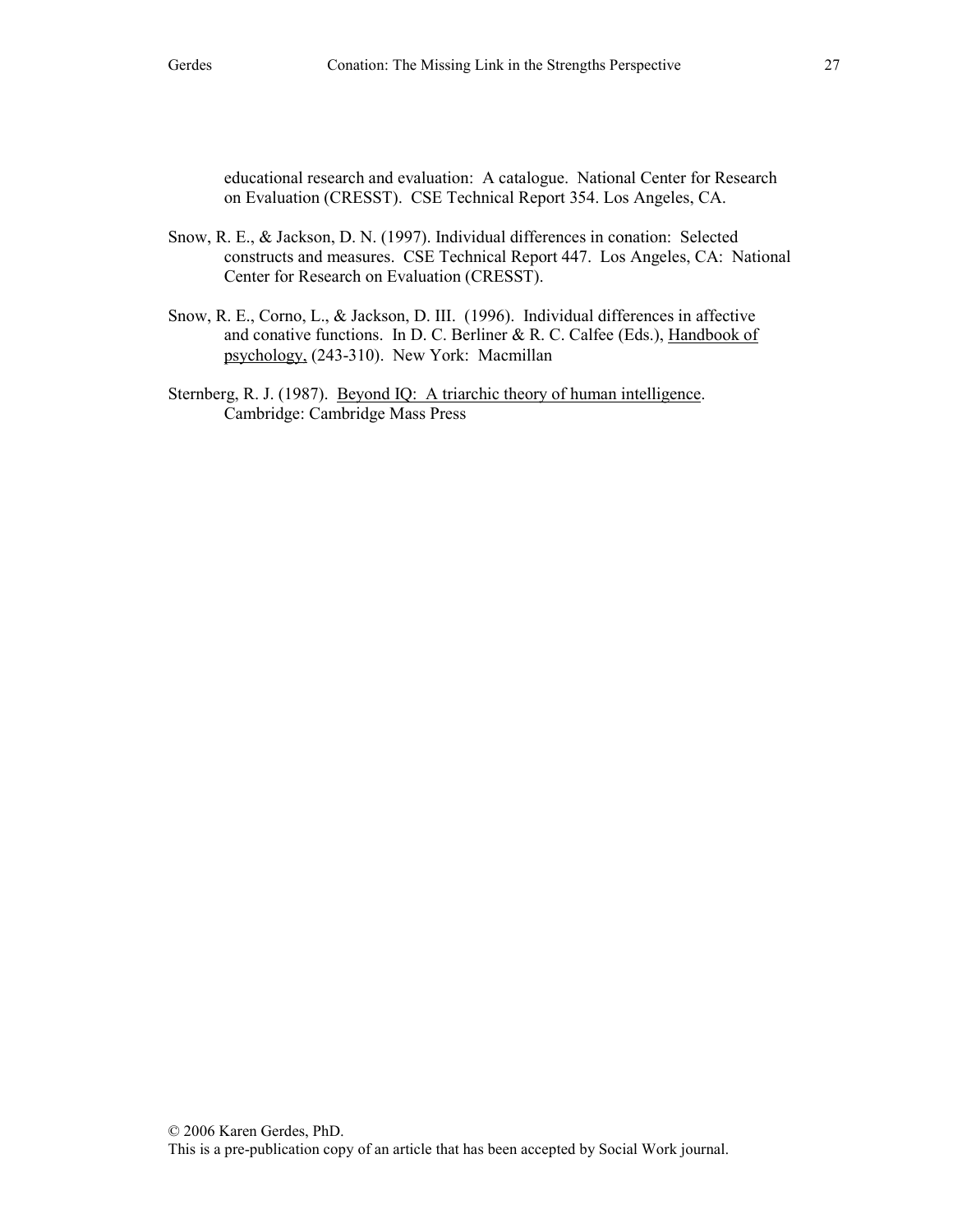educational research and evaluation: A catalogue. National Center for Research on Evaluation (CRESST). CSE Technical Report 354. Los Angeles, CA.

Snow, R. E., & Jackson, D. N. (1997). Individual differences in conation: Selected constructs and measures. CSE Technical Report 447. Los Angeles, CA: National Center for Research on Evaluation (CRESST).

Snow, R. E., Corno, L., & Jackson, D. III. (1996). Individual differences in affective and conative functions. In D. C. Berliner & R. C. Calfee (Eds.), <u>Handbook of psychology,</u> (243-310). New York: Macmillan

Sternberg, R. J. (1987). <u>Beyond IQ: A triarchic theory of human intelligence</u>. Cambridge: Cambridge Mass Press

© 2006 Karen Gerdes, PhD.
This is a pre-publication copy of an article that has been accepted by Social Work journal.